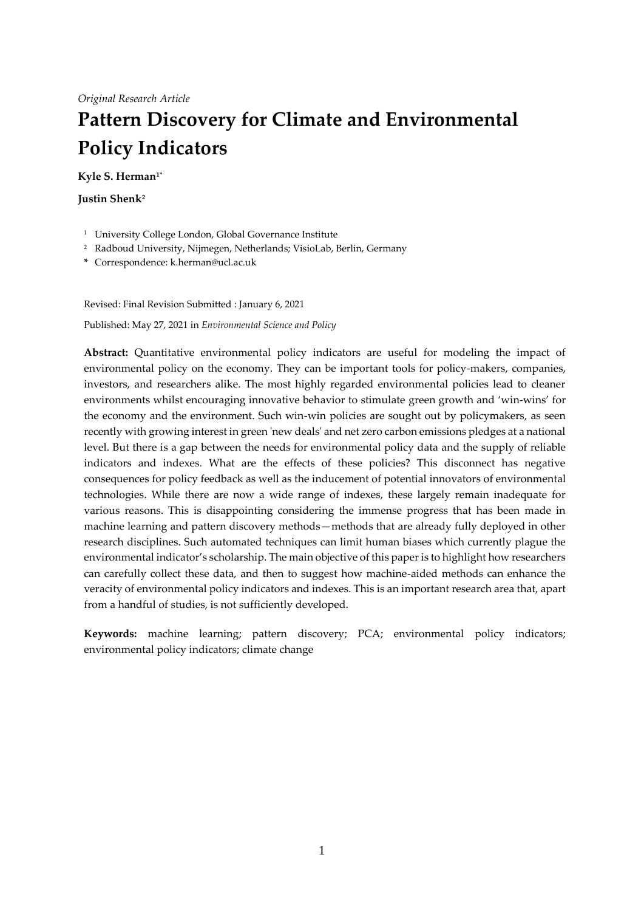*Original Research Article*

# Pattern Discovery for Climate and Environmental Policy Indicators

**Kyle S. Herman**[1*]

**Justin Shenk**[2]

[1] University College London, Global Governance Institute

[2] Radboud University, Nijmegen, Netherlands; VisioLab, Berlin, Germany

**\*** Correspondence: k.herman@ucl.ac.uk

Revised: Final Revision Submitted : January 6, 2021

Published: May 27, 2021 in *Environmental Science and Policy*

**Abstract:** Quantitative environmental policy indicators are useful for modeling the impact of environmental policy on the economy. They can be important tools for policy-makers, companies, investors, and researchers alike. The most highly regarded environmental policies lead to cleaner environments whilst encouraging innovative behavior to stimulate green growth and 'win-wins' for the economy and the environment. Such win-win policies are sought out by policymakers, as seen recently with growing interest in green 'new deals' and net zero carbon emissions pledges at a national level. But there is a gap between the needs for environmental policy data and the supply of reliable indicators and indexes. What are the effects of these policies? This disconnect has negative consequences for policy feedback as well as the inducement of potential innovators of environmental technologies. While there are now a wide range of indexes, these largely remain inadequate for various reasons. This is disappointing considering the immense progress that has been made in machine learning and pattern discovery methods—methods that are already fully deployed in other research disciplines. Such automated techniques can limit human biases which currently plague the environmental indicator's scholarship. The main objective of this paper is to highlight how researchers can carefully collect these data, and then to suggest how machine-aided methods can enhance the veracity of environmental policy indicators and indexes. This is an important research area that, apart from a handful of studies, is not sufficiently developed.

**Keywords:** machine learning; pattern discovery; PCA; environmental policy indicators; environmental policy indicators; climate change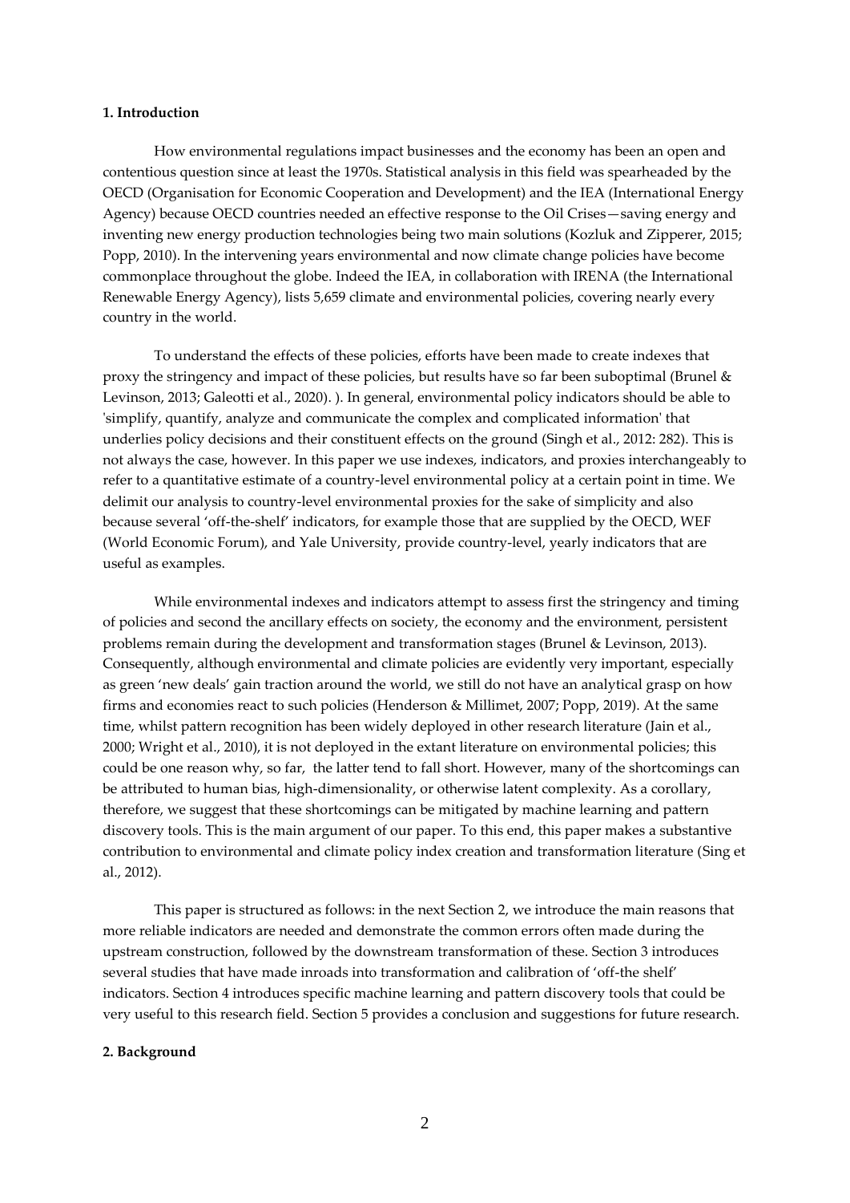## 1. Introduction

How environmental regulations impact businesses and the economy has been an open and contentious question since at least the 1970s. Statistical analysis in this field was spearheaded by the OECD (Organisation for Economic Cooperation and Development) and the IEA (International Energy Agency) because OECD countries needed an effective response to the Oil Crises—saving energy and inventing new energy production technologies being two main solutions (Kozluk and Zipperer, 2015; Popp, 2010). In the intervening years environmental and now climate change policies have become commonplace throughout the globe. Indeed the IEA, in collaboration with IRENA (the International Renewable Energy Agency), lists 5,659 climate and environmental policies, covering nearly every country in the world.

To understand the effects of these policies, efforts have been made to create indexes that proxy the stringency and impact of these policies, but results have so far been suboptimal (Brunel & Levinson, 2013; Galeotti et al., 2020). ). In general, environmental policy indicators should be able to 'simplify, quantify, analyze and communicate the complex and complicated information' that underlies policy decisions and their constituent effects on the ground (Singh et al., 2012: 282). This is not always the case, however. In this paper we use indexes, indicators, and proxies interchangeably to refer to a quantitative estimate of a country-level environmental policy at a certain point in time. We delimit our analysis to country-level environmental proxies for the sake of simplicity and also because several 'off-the-shelf' indicators, for example those that are supplied by the OECD, WEF (World Economic Forum), and Yale University, provide country-level, yearly indicators that are useful as examples.

While environmental indexes and indicators attempt to assess first the stringency and timing of policies and second the ancillary effects on society, the economy and the environment, persistent problems remain during the development and transformation stages (Brunel & Levinson, 2013). Consequently, although environmental and climate policies are evidently very important, especially as green 'new deals' gain traction around the world, we still do not have an analytical grasp on how firms and economies react to such policies (Henderson & Millimet, 2007; Popp, 2019). At the same time, whilst pattern recognition has been widely deployed in other research literature (Jain et al., 2000; Wright et al., 2010), it is not deployed in the extant literature on environmental policies; this could be one reason why, so far, the latter tend to fall short. However, many of the shortcomings can be attributed to human bias, high-dimensionality, or otherwise latent complexity. As a corollary, therefore, we suggest that these shortcomings can be mitigated by machine learning and pattern discovery tools. This is the main argument of our paper. To this end, this paper makes a substantive contribution to environmental and climate policy index creation and transformation literature (Sing et al., 2012).

This paper is structured as follows: in the next Section 2, we introduce the main reasons that more reliable indicators are needed and demonstrate the common errors often made during the upstream construction, followed by the downstream transformation of these. Section 3 introduces several studies that have made inroads into transformation and calibration of 'off-the shelf' indicators. Section 4 introduces specific machine learning and pattern discovery tools that could be very useful to this research field. Section 5 provides a conclusion and suggestions for future research.

## 2. Background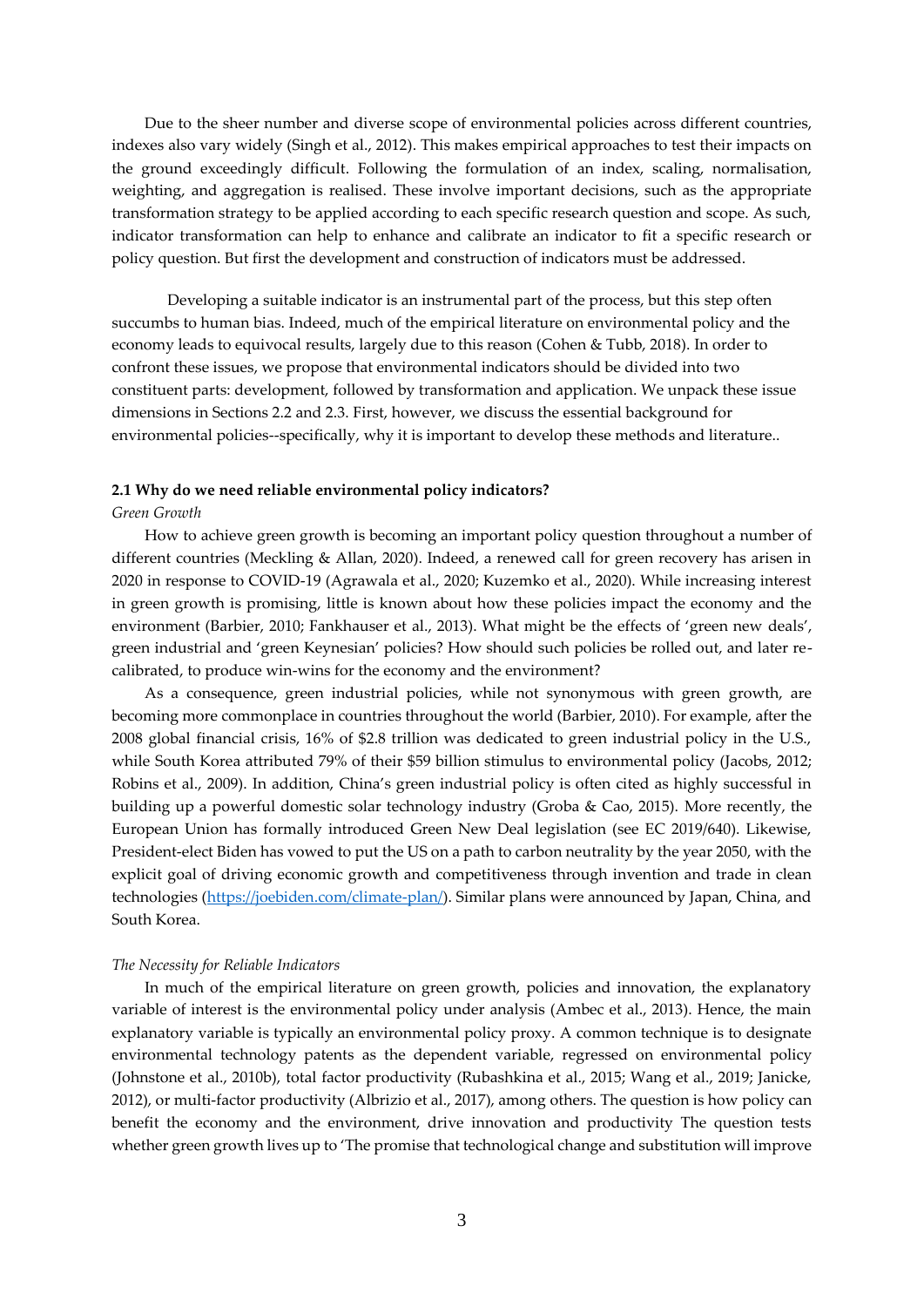Due to the sheer number and diverse scope of environmental policies across different countries, indexes also vary widely (Singh et al., 2012). This makes empirical approaches to test their impacts on the ground exceedingly difficult. Following the formulation of an index, scaling, normalisation, weighting, and aggregation is realised. These involve important decisions, such as the appropriate transformation strategy to be applied according to each specific research question and scope. As such, indicator transformation can help to enhance and calibrate an indicator to fit a specific research or policy question. But first the development and construction of indicators must be addressed.

Developing a suitable indicator is an instrumental part of the process, but this step often succumbs to human bias. Indeed, much of the empirical literature on environmental policy and the economy leads to equivocal results, largely due to this reason (Cohen & Tubb, 2018). In order to confront these issues, we propose that environmental indicators should be divided into two constituent parts: development, followed by transformation and application. We unpack these issue dimensions in Sections 2.2 and 2.3. First, however, we discuss the essential background for environmental policies--specifically, why it is important to develop these methods and literature..

**2.1 Why do we need reliable environmental policy indicators?**

*Green Growth*

How to achieve green growth is becoming an important policy question throughout a number of different countries (Meckling & Allan, 2020). Indeed, a renewed call for green recovery has arisen in 2020 in response to COVID-19 (Agrawala et al., 2020; Kuzemko et al., 2020). While increasing interest in green growth is promising, little is known about how these policies impact the economy and the environment (Barbier, 2010; Fankhauser et al., 2013). What might be the effects of 'green new deals', green industrial and 'green Keynesian' policies? How should such policies be rolled out, and later re-calibrated, to produce win-wins for the economy and the environment?

As a consequence, green industrial policies, while not synonymous with green growth, are becoming more commonplace in countries throughout the world (Barbier, 2010). For example, after the 2008 global financial crisis, 16% of $2.8 trillion was dedicated to green industrial policy in the U.S., while South Korea attributed 79% of their $59 billion stimulus to environmental policy (Jacobs, 2012; Robins et al., 2009). In addition, China's green industrial policy is often cited as highly successful in building up a powerful domestic solar technology industry (Groba & Cao, 2015). More recently, the European Union has formally introduced Green New Deal legislation (see EC 2019/640). Likewise, President-elect Biden has vowed to put the US on a path to carbon neutrality by the year 2050, with the explicit goal of driving economic growth and competitiveness through invention and trade in clean technologies (https://joebiden.com/climate-plan/). Similar plans were announced by Japan, China, and South Korea.

*The Necessity for Reliable Indicators*

In much of the empirical literature on green growth, policies and innovation, the explanatory variable of interest is the environmental policy under analysis (Ambec et al., 2013). Hence, the main explanatory variable is typically an environmental policy proxy. A common technique is to designate environmental technology patents as the dependent variable, regressed on environmental policy (Johnstone et al., 2010b), total factor productivity (Rubashkina et al., 2015; Wang et al., 2019; Janicke, 2012), or multi-factor productivity (Albrizio et al., 2017), among others. The question is how policy can benefit the economy and the environment, drive innovation and productivity The question tests whether green growth lives up to 'The promise that technological change and substitution will improve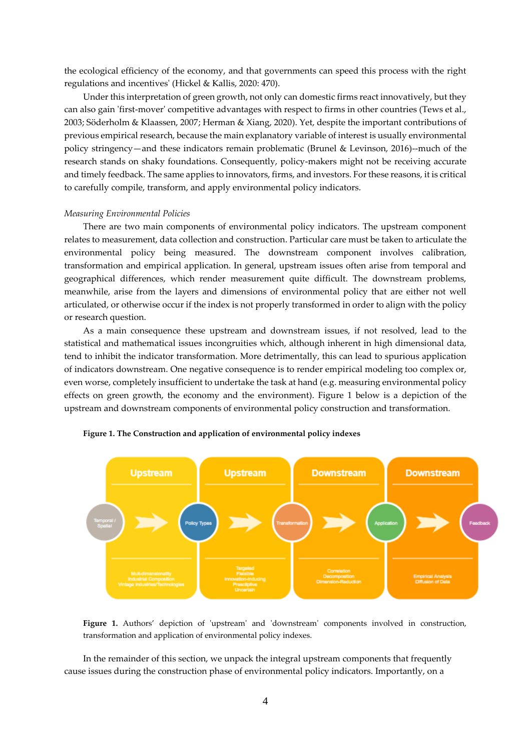the ecological efficiency of the economy, and that governments can speed this process with the right regulations and incentives' (Hickel & Kallis, 2020: 470).

Under this interpretation of green growth, not only can domestic firms react innovatively, but they can also gain 'first-mover' competitive advantages with respect to firms in other countries (Tews et al., 2003; Söderholm & Klaassen, 2007; Herman & Xiang, 2020). Yet, despite the important contributions of previous empirical research, because the main explanatory variable of interest is usually environmental policy stringency—and these indicators remain problematic (Brunel & Levinson, 2016)--much of the research stands on shaky foundations. Consequently, policy-makers might not be receiving accurate and timely feedback. The same applies to innovators, firms, and investors. For these reasons, it is critical to carefully compile, transform, and apply environmental policy indicators.

*Measuring Environmental Policies*

There are two main components of environmental policy indicators. The upstream component relates to measurement, data collection and construction. Particular care must be taken to articulate the environmental policy being measured. The downstream component involves calibration, transformation and empirical application. In general, upstream issues often arise from temporal and geographical differences, which render measurement quite difficult. The downstream problems, meanwhile, arise from the layers and dimensions of environmental policy that are either not well articulated, or otherwise occur if the index is not properly transformed in order to align with the policy or research question.

As a main consequence these upstream and downstream issues, if not resolved, lead to the statistical and mathematical issues incongruities which, although inherent in high dimensional data, tend to inhibit the indicator transformation. More detrimentally, this can lead to spurious application of indicators downstream. One negative consequence is to render empirical modeling too complex or, even worse, completely insufficient to undertake the task at hand (e.g. measuring environmental policy effects on green growth, the economy and the environment). Figure 1 below is a depiction of the upstream and downstream components of environmental policy construction and transformation.

**Figure 1. The Construction and application of environmental policy indexes**

| Upstream | Upstream | Downstream | Downstream |
|---|---|---|---|
| Temporal / Spatial → Policy Types | Policy Types → Transformation | Transformation → Application | Application → Feedback |
| Multi-dimensionality, Industrial Composition, Vintage Industries/Technologies | Targeted, Flexible, Innovation-inducing, Prescriptive, Uncertain | Correlation, Decomposition, Dimension-Reduction | Empirical Analysis, Diffusion of Data |

**Figure 1.** Authors' depiction of 'upstream' and 'downstream' components involved in construction, transformation and application of environmental policy indexes.

In the remainder of this section, we unpack the integral upstream components that frequently cause issues during the construction phase of environmental policy indicators. Importantly, on a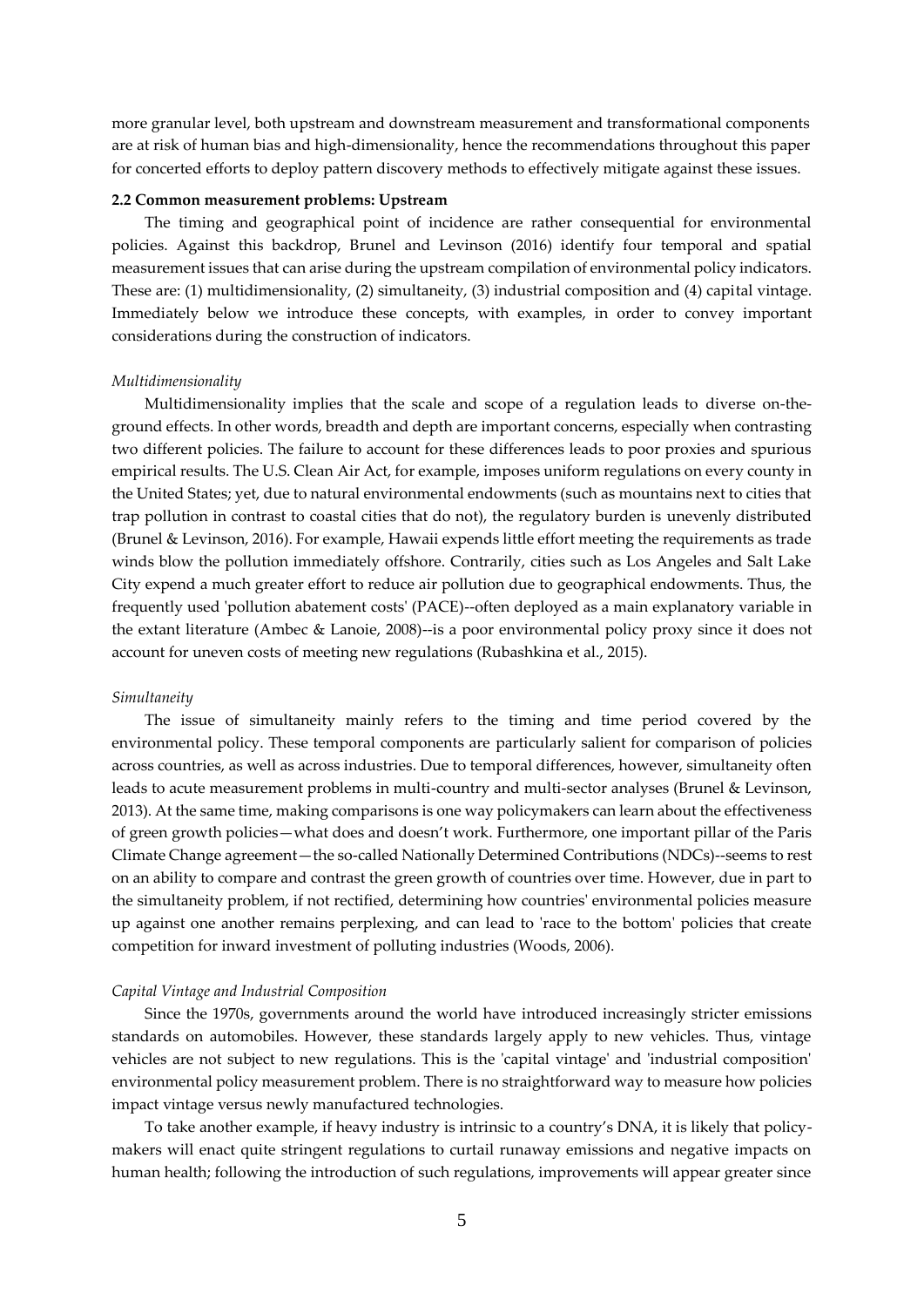more granular level, both upstream and downstream measurement and transformational components are at risk of human bias and high-dimensionality, hence the recommendations throughout this paper for concerted efforts to deploy pattern discovery methods to effectively mitigate against these issues.

### 2.2 Common measurement problems: Upstream

The timing and geographical point of incidence are rather consequential for environmental policies. Against this backdrop, Brunel and Levinson (2016) identify four temporal and spatial measurement issues that can arise during the upstream compilation of environmental policy indicators. These are: (1) multidimensionality, (2) simultaneity, (3) industrial composition and (4) capital vintage. Immediately below we introduce these concepts, with examples, in order to convey important considerations during the construction of indicators.

*Multidimensionality*

Multidimensionality implies that the scale and scope of a regulation leads to diverse on-the-ground effects. In other words, breadth and depth are important concerns, especially when contrasting two different policies. The failure to account for these differences leads to poor proxies and spurious empirical results. The U.S. Clean Air Act, for example, imposes uniform regulations on every county in the United States; yet, due to natural environmental endowments (such as mountains next to cities that trap pollution in contrast to coastal cities that do not), the regulatory burden is unevenly distributed (Brunel & Levinson, 2016). For example, Hawaii expends little effort meeting the requirements as trade winds blow the pollution immediately offshore. Contrarily, cities such as Los Angeles and Salt Lake City expend a much greater effort to reduce air pollution due to geographical endowments. Thus, the frequently used 'pollution abatement costs' (PACE)--often deployed as a main explanatory variable in the extant literature (Ambec & Lanoie, 2008)--is a poor environmental policy proxy since it does not account for uneven costs of meeting new regulations (Rubashkina et al., 2015).

*Simultaneity*

The issue of simultaneity mainly refers to the timing and time period covered by the environmental policy. These temporal components are particularly salient for comparison of policies across countries, as well as across industries. Due to temporal differences, however, simultaneity often leads to acute measurement problems in multi-country and multi-sector analyses (Brunel & Levinson, 2013). At the same time, making comparisons is one way policymakers can learn about the effectiveness of green growth policies—what does and doesn't work. Furthermore, one important pillar of the Paris Climate Change agreement—the so-called Nationally Determined Contributions (NDCs)--seems to rest on an ability to compare and contrast the green growth of countries over time. However, due in part to the simultaneity problem, if not rectified, determining how countries' environmental policies measure up against one another remains perplexing, and can lead to 'race to the bottom' policies that create competition for inward investment of polluting industries (Woods, 2006).

*Capital Vintage and Industrial Composition*

Since the 1970s, governments around the world have introduced increasingly stricter emissions standards on automobiles. However, these standards largely apply to new vehicles. Thus, vintage vehicles are not subject to new regulations. This is the 'capital vintage' and 'industrial composition' environmental policy measurement problem. There is no straightforward way to measure how policies impact vintage versus newly manufactured technologies.

To take another example, if heavy industry is intrinsic to a country's DNA, it is likely that policy-makers will enact quite stringent regulations to curtail runaway emissions and negative impacts on human health; following the introduction of such regulations, improvements will appear greater since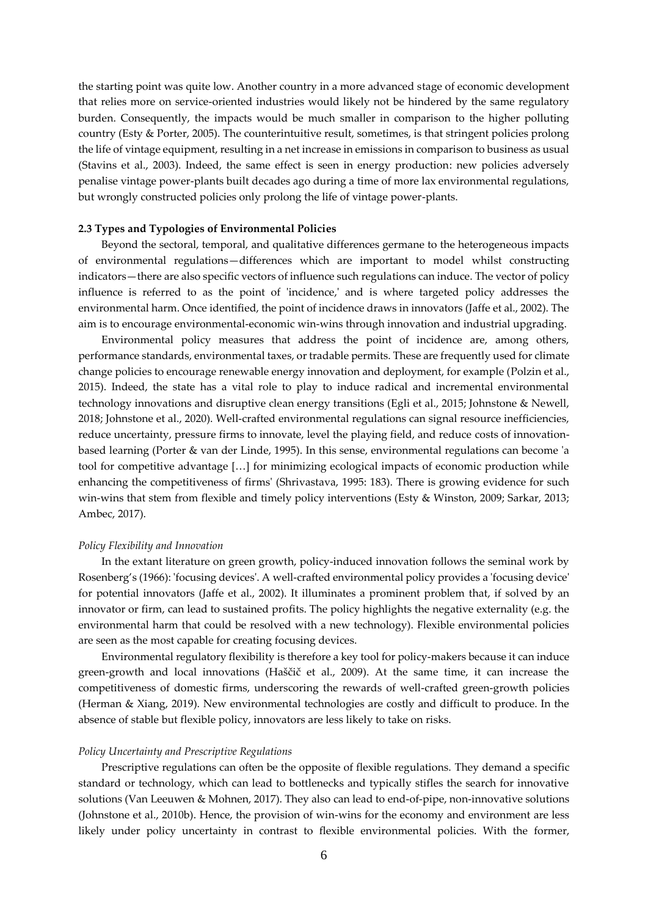the starting point was quite low. Another country in a more advanced stage of economic development that relies more on service-oriented industries would likely not be hindered by the same regulatory burden. Consequently, the impacts would be much smaller in comparison to the higher polluting country (Esty & Porter, 2005). The counterintuitive result, sometimes, is that stringent policies prolong the life of vintage equipment, resulting in a net increase in emissions in comparison to business as usual (Stavins et al., 2003). Indeed, the same effect is seen in energy production: new policies adversely penalise vintage power-plants built decades ago during a time of more lax environmental regulations, but wrongly constructed policies only prolong the life of vintage power-plants.

### 2.3 Types and Typologies of Environmental Policies

Beyond the sectoral, temporal, and qualitative differences germane to the heterogeneous impacts of environmental regulations—differences which are important to model whilst constructing indicators—there are also specific vectors of influence such regulations can induce. The vector of policy influence is referred to as the point of 'incidence,' and is where targeted policy addresses the environmental harm. Once identified, the point of incidence draws in innovators (Jaffe et al., 2002). The aim is to encourage environmental-economic win-wins through innovation and industrial upgrading.

Environmental policy measures that address the point of incidence are, among others, performance standards, environmental taxes, or tradable permits. These are frequently used for climate change policies to encourage renewable energy innovation and deployment, for example (Polzin et al., 2015). Indeed, the state has a vital role to play to induce radical and incremental environmental technology innovations and disruptive clean energy transitions (Egli et al., 2015; Johnstone & Newell, 2018; Johnstone et al., 2020). Well-crafted environmental regulations can signal resource inefficiencies, reduce uncertainty, pressure firms to innovate, level the playing field, and reduce costs of innovation-based learning (Porter & van der Linde, 1995). In this sense, environmental regulations can become 'a tool for competitive advantage […] for minimizing ecological impacts of economic production while enhancing the competitiveness of firms' (Shrivastava, 1995: 183). There is growing evidence for such win-wins that stem from flexible and timely policy interventions (Esty & Winston, 2009; Sarkar, 2013; Ambec, 2017).

*Policy Flexibility and Innovation*

In the extant literature on green growth, policy-induced innovation follows the seminal work by Rosenberg's (1966): 'focusing devices'. A well-crafted environmental policy provides a 'focusing device' for potential innovators (Jaffe et al., 2002). It illuminates a prominent problem that, if solved by an innovator or firm, can lead to sustained profits. The policy highlights the negative externality (e.g. the environmental harm that could be resolved with a new technology). Flexible environmental policies are seen as the most capable for creating focusing devices.

Environmental regulatory flexibility is therefore a key tool for policy-makers because it can induce green-growth and local innovations (Haščič et al., 2009). At the same time, it can increase the competitiveness of domestic firms, underscoring the rewards of well-crafted green-growth policies (Herman & Xiang, 2019). New environmental technologies are costly and difficult to produce. In the absence of stable but flexible policy, innovators are less likely to take on risks.

*Policy Uncertainty and Prescriptive Regulations*

Prescriptive regulations can often be the opposite of flexible regulations. They demand a specific standard or technology, which can lead to bottlenecks and typically stifles the search for innovative solutions (Van Leeuwen & Mohnen, 2017). They also can lead to end-of-pipe, non-innovative solutions (Johnstone et al., 2010b). Hence, the provision of win-wins for the economy and environment are less likely under policy uncertainty in contrast to flexible environmental policies. With the former,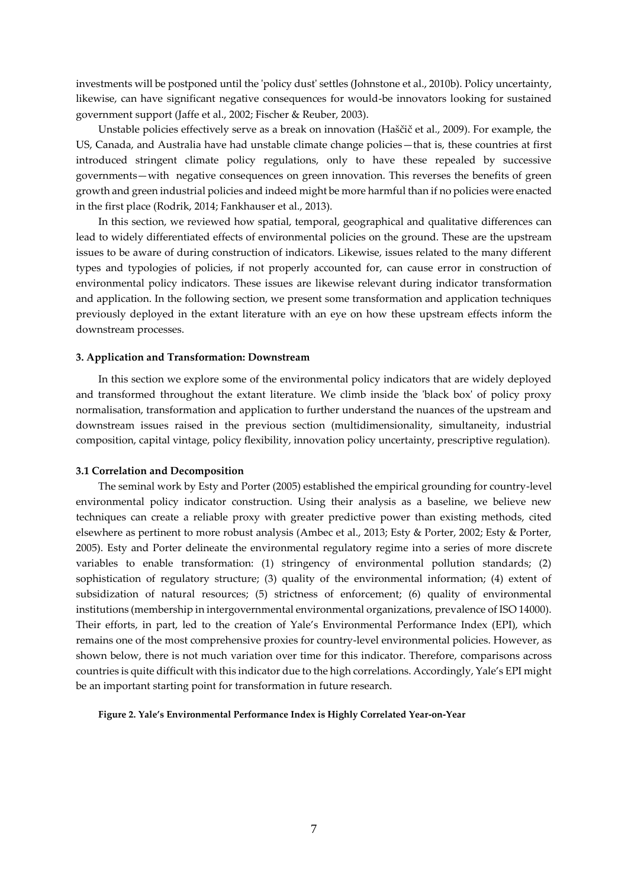investments will be postponed until the 'policy dust' settles (Johnstone et al., 2010b). Policy uncertainty, likewise, can have significant negative consequences for would-be innovators looking for sustained government support (Jaffe et al., 2002; Fischer & Reuber, 2003).

Unstable policies effectively serve as a break on innovation (Haščič et al., 2009). For example, the US, Canada, and Australia have had unstable climate change policies—that is, these countries at first introduced stringent climate policy regulations, only to have these repealed by successive governments—with negative consequences on green innovation. This reverses the benefits of green growth and green industrial policies and indeed might be more harmful than if no policies were enacted in the first place (Rodrik, 2014; Fankhauser et al., 2013).

In this section, we reviewed how spatial, temporal, geographical and qualitative differences can lead to widely differentiated effects of environmental policies on the ground. These are the upstream issues to be aware of during construction of indicators. Likewise, issues related to the many different types and typologies of policies, if not properly accounted for, can cause error in construction of environmental policy indicators. These issues are likewise relevant during indicator transformation and application. In the following section, we present some transformation and application techniques previously deployed in the extant literature with an eye on how these upstream effects inform the downstream processes.

## 3. Application and Transformation: Downstream

In this section we explore some of the environmental policy indicators that are widely deployed and transformed throughout the extant literature. We climb inside the 'black box' of policy proxy normalisation, transformation and application to further understand the nuances of the upstream and downstream issues raised in the previous section (multidimensionality, simultaneity, industrial composition, capital vintage, policy flexibility, innovation policy uncertainty, prescriptive regulation).

### 3.1 Correlation and Decomposition

The seminal work by Esty and Porter (2005) established the empirical grounding for country-level environmental policy indicator construction. Using their analysis as a baseline, we believe new techniques can create a reliable proxy with greater predictive power than existing methods, cited elsewhere as pertinent to more robust analysis (Ambec et al., 2013; Esty & Porter, 2002; Esty & Porter, 2005). Esty and Porter delineate the environmental regulatory regime into a series of more discrete variables to enable transformation: (1) stringency of environmental pollution standards; (2) sophistication of regulatory structure; (3) quality of the environmental information; (4) extent of subsidization of natural resources; (5) strictness of enforcement; (6) quality of environmental institutions (membership in intergovernmental environmental organizations, prevalence of ISO 14000). Their efforts, in part, led to the creation of Yale's Environmental Performance Index (EPI), which remains one of the most comprehensive proxies for country-level environmental policies. However, as shown below, there is not much variation over time for this indicator. Therefore, comparisons across countries is quite difficult with this indicator due to the high correlations. Accordingly, Yale's EPI might be an important starting point for transformation in future research.

**Figure 2. Yale's Environmental Performance Index is Highly Correlated Year-on-Year**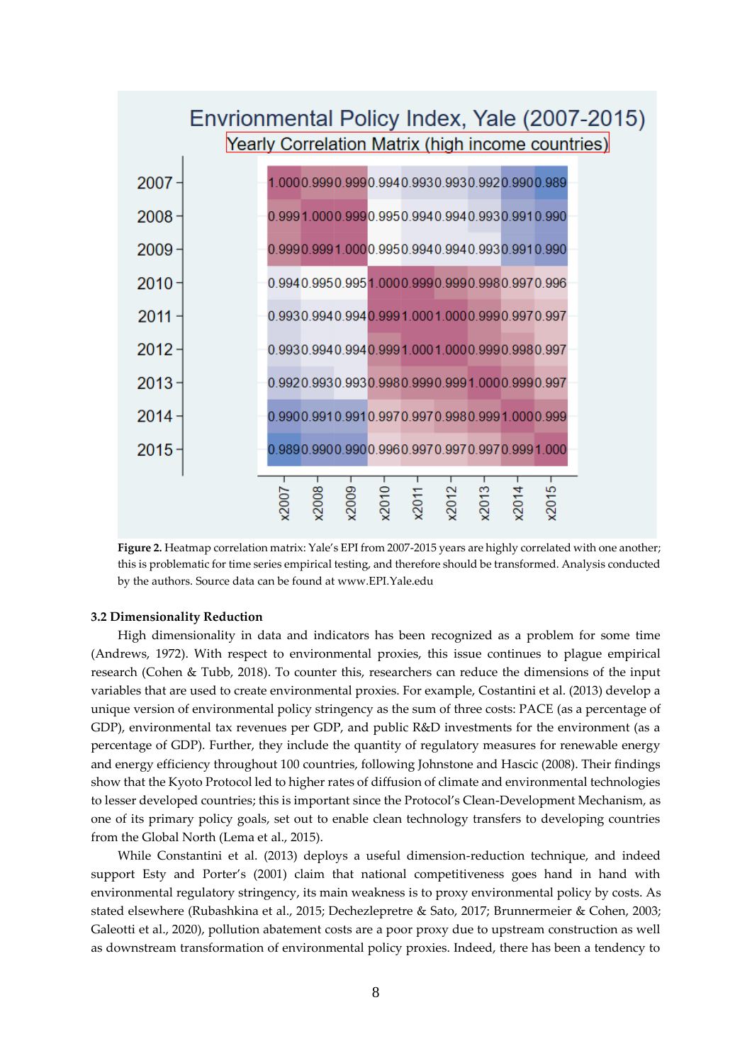**Envrionmental Policy Index, Yale (2007-2015)**

**Yearly Correlation Matrix (high income countries)**

| | x2007 | x2008 | x2009 | x2010 | x2011 | x2012 | x2013 | x2014 | x2015 |
|---|---|---|---|---|---|---|---|---|---|
| 2007 | 1.000 | 0.999 | 0.999 | 0.994 | 0.993 | 0.993 | 0.992 | 0.990 | 0.989 |
| 2008 | 0.999 | 1.000 | 0.999 | 0.995 | 0.994 | 0.994 | 0.993 | 0.991 | 0.990 |
| 2009 | 0.999 | 0.999 | 1.000 | 0.995 | 0.994 | 0.994 | 0.993 | 0.991 | 0.990 |
| 2010 | 0.994 | 0.995 | 0.995 | 1.000 | 0.999 | 0.999 | 0.998 | 0.997 | 0.996 |
| 2011 | 0.993 | 0.994 | 0.994 | 0.999 | 1.000 | 1.000 | 0.999 | 0.997 | 0.997 |
| 2012 | 0.993 | 0.994 | 0.994 | 0.999 | 1.000 | 1.000 | 0.999 | 0.998 | 0.997 |
| 2013 | 0.992 | 0.993 | 0.993 | 0.998 | 0.999 | 0.999 | 1.000 | 0.999 | 0.997 |
| 2014 | 0.990 | 0.991 | 0.991 | 0.997 | 0.997 | 0.998 | 0.999 | 1.000 | 0.999 |
| 2015 | 0.989 | 0.990 | 0.990 | 0.996 | 0.997 | 0.997 | 0.997 | 0.999 | 1.000 |

**Figure 2.** Heatmap correlation matrix: Yale's EPI from 2007-2015 years are highly correlated with one another; this is problematic for time series empirical testing, and therefore should be transformed. Analysis conducted by the authors. Source data can be found at www.EPI.Yale.edu

### 3.2 Dimensionality Reduction

High dimensionality in data and indicators has been recognized as a problem for some time (Andrews, 1972). With respect to environmental proxies, this issue continues to plague empirical research (Cohen & Tubb, 2018). To counter this, researchers can reduce the dimensions of the input variables that are used to create environmental proxies. For example, Costantini et al. (2013) develop a unique version of environmental policy stringency as the sum of three costs: PACE (as a percentage of GDP), environmental tax revenues per GDP, and public R&D investments for the environment (as a percentage of GDP). Further, they include the quantity of regulatory measures for renewable energy and energy efficiency throughout 100 countries, following Johnstone and Hascic (2008). Their findings show that the Kyoto Protocol led to higher rates of diffusion of climate and environmental technologies to lesser developed countries; this is important since the Protocol's Clean-Development Mechanism, as one of its primary policy goals, set out to enable clean technology transfers to developing countries from the Global North (Lema et al., 2015).

While Constantini et al. (2013) deploys a useful dimension-reduction technique, and indeed support Esty and Porter's (2001) claim that national competitiveness goes hand in hand with environmental regulatory stringency, its main weakness is to proxy environmental policy by costs. As stated elsewhere (Rubashkina et al., 2015; Dechezlepretre & Sato, 2017; Brunnermeier & Cohen, 2003; Galeotti et al., 2020), pollution abatement costs are a poor proxy due to upstream construction as well as downstream transformation of environmental policy proxies. Indeed, there has been a tendency to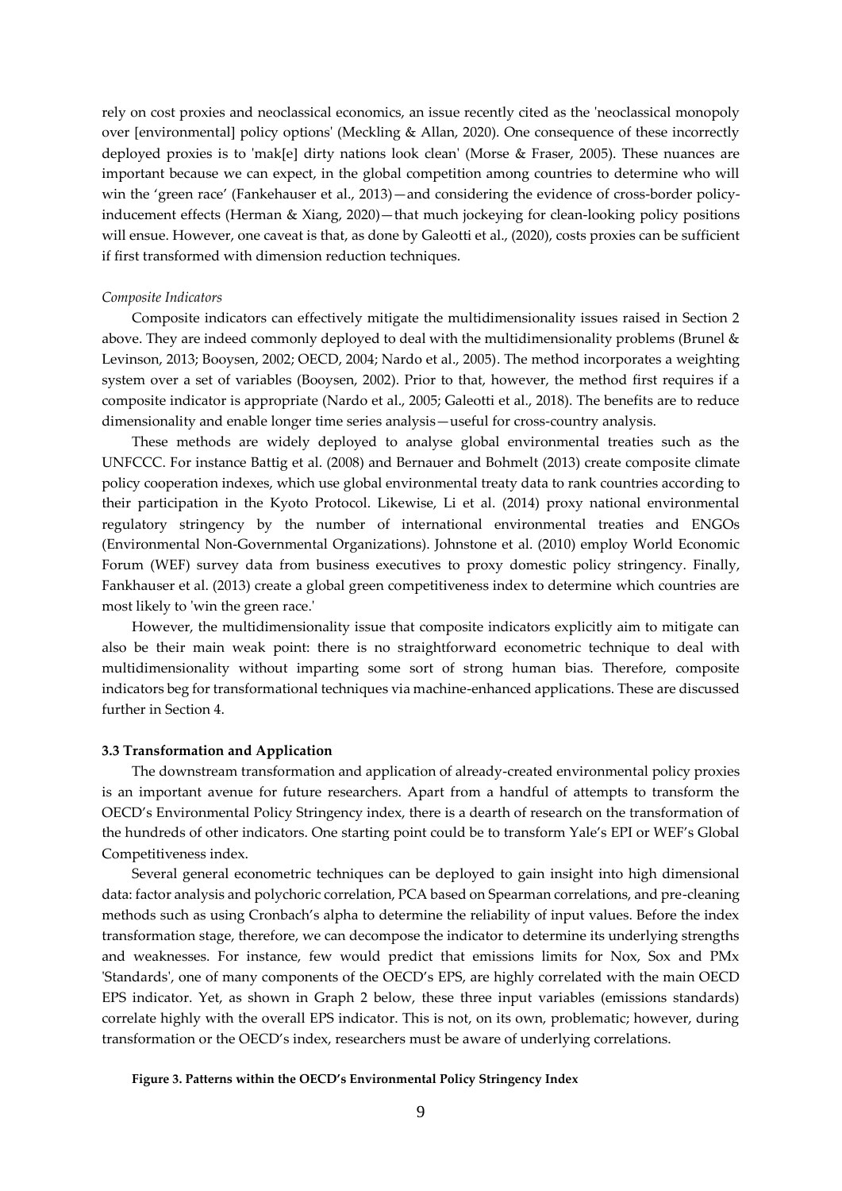rely on cost proxies and neoclassical economics, an issue recently cited as the 'neoclassical monopoly over [environmental] policy options' (Meckling & Allan, 2020). One consequence of these incorrectly deployed proxies is to 'mak[e] dirty nations look clean' (Morse & Fraser, 2005). These nuances are important because we can expect, in the global competition among countries to determine who will win the 'green race' (Fankehauser et al., 2013)—and considering the evidence of cross-border policy-inducement effects (Herman & Xiang, 2020)—that much jockeying for clean-looking policy positions will ensue. However, one caveat is that, as done by Galeotti et al., (2020), costs proxies can be sufficient if first transformed with dimension reduction techniques.

*Composite Indicators*

Composite indicators can effectively mitigate the multidimensionality issues raised in Section 2 above. They are indeed commonly deployed to deal with the multidimensionality problems (Brunel & Levinson, 2013; Booysen, 2002; OECD, 2004; Nardo et al., 2005). The method incorporates a weighting system over a set of variables (Booysen, 2002). Prior to that, however, the method first requires if a composite indicator is appropriate (Nardo et al., 2005; Galeotti et al., 2018). The benefits are to reduce dimensionality and enable longer time series analysis—useful for cross-country analysis.

These methods are widely deployed to analyse global environmental treaties such as the UNFCCC. For instance Battig et al. (2008) and Bernauer and Bohmelt (2013) create composite climate policy cooperation indexes, which use global environmental treaty data to rank countries according to their participation in the Kyoto Protocol. Likewise, Li et al. (2014) proxy national environmental regulatory stringency by the number of international environmental treaties and ENGOs (Environmental Non-Governmental Organizations). Johnstone et al. (2010) employ World Economic Forum (WEF) survey data from business executives to proxy domestic policy stringency. Finally, Fankhauser et al. (2013) create a global green competitiveness index to determine which countries are most likely to 'win the green race.'

However, the multidimensionality issue that composite indicators explicitly aim to mitigate can also be their main weak point: there is no straightforward econometric technique to deal with multidimensionality without imparting some sort of strong human bias. Therefore, composite indicators beg for transformational techniques via machine-enhanced applications. These are discussed further in Section 4.

### 3.3 Transformation and Application

The downstream transformation and application of already-created environmental policy proxies is an important avenue for future researchers. Apart from a handful of attempts to transform the OECD's Environmental Policy Stringency index, there is a dearth of research on the transformation of the hundreds of other indicators. One starting point could be to transform Yale's EPI or WEF's Global Competitiveness index.

Several general econometric techniques can be deployed to gain insight into high dimensional data: factor analysis and polychoric correlation, PCA based on Spearman correlations, and pre-cleaning methods such as using Cronbach's alpha to determine the reliability of input values. Before the index transformation stage, therefore, we can decompose the indicator to determine its underlying strengths and weaknesses. For instance, few would predict that emissions limits for Nox, Sox and PMx 'Standards', one of many components of the OECD's EPS, are highly correlated with the main OECD EPS indicator. Yet, as shown in Graph 2 below, these three input variables (emissions standards) correlate highly with the overall EPS indicator. This is not, on its own, problematic; however, during transformation or the OECD's index, researchers must be aware of underlying correlations.

**Figure 3. Patterns within the OECD's Environmental Policy Stringency Index**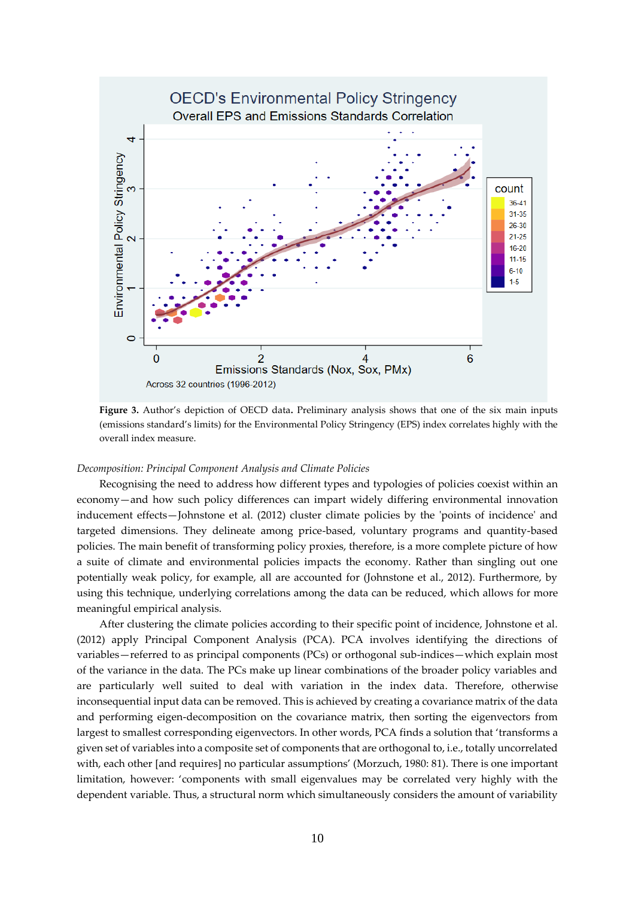**Figure 3.** Author's depiction of OECD data. Preliminary analysis shows that one of the six main inputs (emissions standard's limits) for the Environmental Policy Stringency (EPS) index correlates highly with the overall index measure.

*Decomposition: Principal Component Analysis and Climate Policies*

Recognising the need to address how different types and typologies of policies coexist within an economy—and how such policy differences can impart widely differing environmental innovation inducement effects—Johnstone et al. (2012) cluster climate policies by the 'points of incidence' and targeted dimensions. They delineate among price-based, voluntary programs and quantity-based policies. The main benefit of transforming policy proxies, therefore, is a more complete picture of how a suite of climate and environmental policies impacts the economy. Rather than singling out one potentially weak policy, for example, all are accounted for (Johnstone et al., 2012). Furthermore, by using this technique, underlying correlations among the data can be reduced, which allows for more meaningful empirical analysis.

After clustering the climate policies according to their specific point of incidence, Johnstone et al. (2012) apply Principal Component Analysis (PCA). PCA involves identifying the directions of variables—referred to as principal components (PCs) or orthogonal sub-indices—which explain most of the variance in the data. The PCs make up linear combinations of the broader policy variables and are particularly well suited to deal with variation in the index data. Therefore, otherwise inconsequential input data can be removed. This is achieved by creating a covariance matrix of the data and performing eigen-decomposition on the covariance matrix, then sorting the eigenvectors from largest to smallest corresponding eigenvectors. In other words, PCA finds a solution that 'transforms a given set of variables into a composite set of components that are orthogonal to, i.e., totally uncorrelated with, each other [and requires] no particular assumptions' (Morzuch, 1980: 81). There is one important limitation, however: 'components with small eigenvalues may be correlated very highly with the dependent variable. Thus, a structural norm which simultaneously considers the amount of variability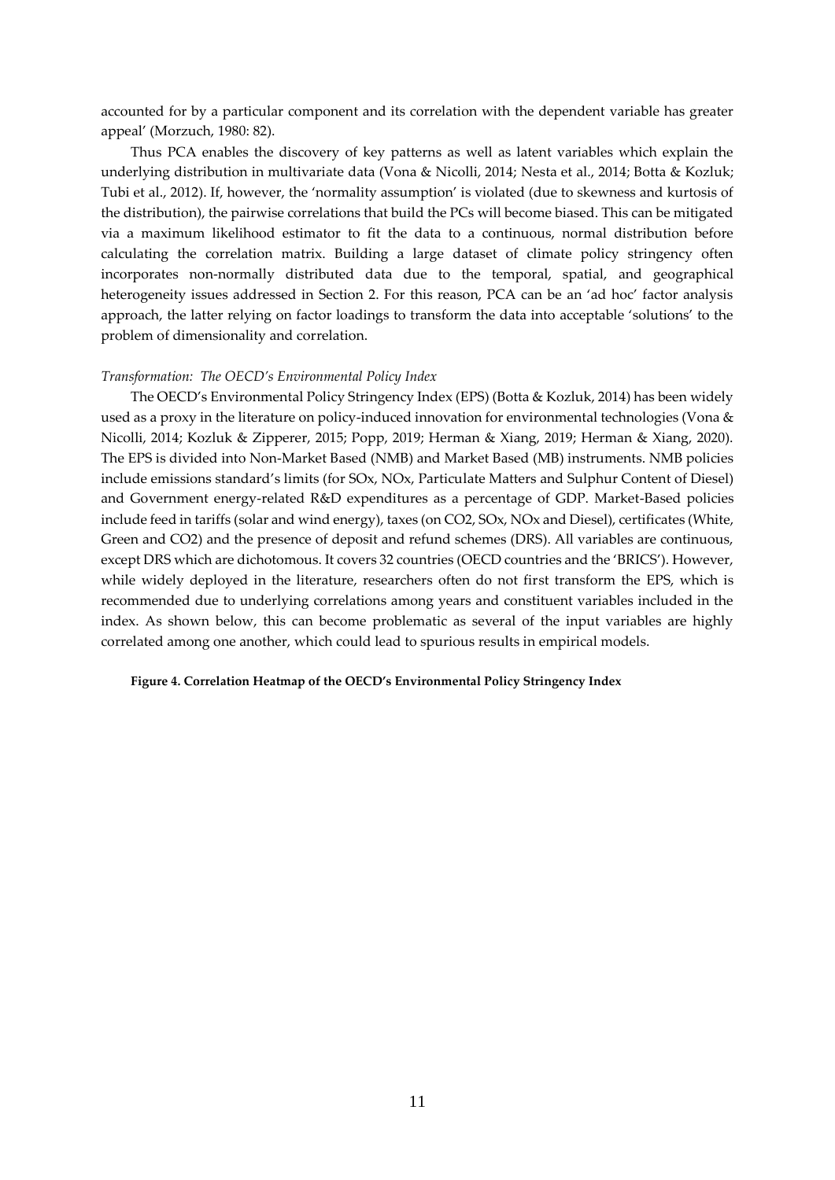accounted for by a particular component and its correlation with the dependent variable has greater appeal' (Morzuch, 1980: 82).

Thus PCA enables the discovery of key patterns as well as latent variables which explain the underlying distribution in multivariate data (Vona & Nicolli, 2014; Nesta et al., 2014; Botta & Kozluk; Tubi et al., 2012). If, however, the 'normality assumption' is violated (due to skewness and kurtosis of the distribution), the pairwise correlations that build the PCs will become biased. This can be mitigated via a maximum likelihood estimator to fit the data to a continuous, normal distribution before calculating the correlation matrix. Building a large dataset of climate policy stringency often incorporates non-normally distributed data due to the temporal, spatial, and geographical heterogeneity issues addressed in Section 2. For this reason, PCA can be an 'ad hoc' factor analysis approach, the latter relying on factor loadings to transform the data into acceptable 'solutions' to the problem of dimensionality and correlation.

*Transformation: The OECD's Environmental Policy Index*

The OECD's Environmental Policy Stringency Index (EPS) (Botta & Kozluk, 2014) has been widely used as a proxy in the literature on policy-induced innovation for environmental technologies (Vona & Nicolli, 2014; Kozluk & Zipperer, 2015; Popp, 2019; Herman & Xiang, 2019; Herman & Xiang, 2020). The EPS is divided into Non-Market Based (NMB) and Market Based (MB) instruments. NMB policies include emissions standard's limits (for SOx, NOx, Particulate Matters and Sulphur Content of Diesel) and Government energy-related R&D expenditures as a percentage of GDP. Market-Based policies include feed in tariffs (solar and wind energy), taxes (on CO2, SOx, NOx and Diesel), certificates (White, Green and CO2) and the presence of deposit and refund schemes (DRS). All variables are continuous, except DRS which are dichotomous. It covers 32 countries (OECD countries and the 'BRICS'). However, while widely deployed in the literature, researchers often do not first transform the EPS, which is recommended due to underlying correlations among years and constituent variables included in the index. As shown below, this can become problematic as several of the input variables are highly correlated among one another, which could lead to spurious results in empirical models.

**Figure 4. Correlation Heatmap of the OECD's Environmental Policy Stringency Index**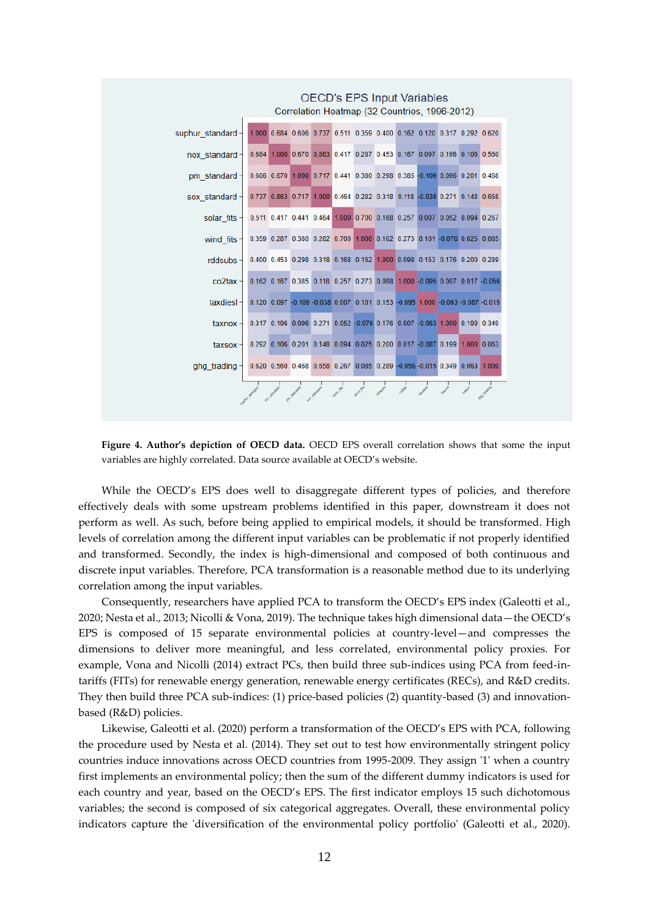**OECD's EPS Input Variables**

Correlation Heatmap (32 Countries, 1996-2012)

| | suphur_standard | nox_standard | pm_standard | sox_standard | solar_fits | wind_fits | rddsubs | co2tax | taxdiesl | taxnox | taxsox | ghg_trading |
|---|---|---|---|---|---|---|---|---|---|---|---|---|
| suphur_standard | 1.000 | 0.684 | 0.606 | 0.737 | 0.511 | 0.359 | 0.400 | 0.162 | 0.120 | 0.317 | 0.292 | 0.620 |
| nox_standard | 0.684 | 1.000 | 0.670 | 0.863 | 0.417 | 0.287 | 0.453 | 0.167 | 0.097 | 0.196 | 0.106 | 0.560 |
| pm_standard | 0.606 | 0.670 | 1.000 | 0.717 | 0.441 | 0.380 | 0.298 | 0.385 | -0.109 | 0.096 | 0.201 | 0.468 |
| sox_standard | 0.737 | 0.863 | 0.717 | 1.000 | 0.464 | 0.282 | 0.318 | 0.118 | -0.038 | 0.271 | 0.148 | 0.658 |
| solar_fits | 0.511 | 0.417 | 0.441 | 0.464 | 1.000 | 0.700 | 0.168 | 0.257 | 0.007 | 0.052 | 0.094 | 0.267 |
| wind_fits | 0.359 | 0.287 | 0.380 | 0.282 | 0.700 | 1.000 | 0.162 | 0.273 | 0.101 | -0.076 | 0.025 | 0.085 |
| rddsubs | 0.400 | 0.453 | 0.298 | 0.318 | 0.168 | 0.162 | 1.000 | 0.098 | 0.153 | 0.176 | 0.200 | 0.289 |
| co2tax | 0.162 | 0.167 | 0.385 | 0.118 | 0.257 | 0.273 | 0.098 | 1.000 | -0.095 | 0.007 | 0.017 | -0.056 |
| taxdiesl | 0.120 | 0.097 | -0.109 | -0.038 | 0.007 | 0.101 | 0.153 | -0.095 | 1.000 | -0.063 | -0.087 | -0.015 |
| taxnox | 0.317 | 0.196 | 0.096 | 0.271 | 0.052 | -0.076 | 0.176 | 0.007 | -0.063 | 1.000 | 0.199 | 0.349 |
| taxsox | 0.292 | 0.106 | 0.201 | 0.148 | 0.094 | 0.025 | 0.200 | 0.017 | -0.087 | 0.199 | 1.000 | 0.063 |
| ghg_trading | 0.620 | 0.560 | 0.468 | 0.658 | 0.267 | 0.085 | 0.289 | -0.056 | -0.015 | 0.349 | 0.063 | 1.000 |

**Figure 4. Author's depiction of OECD data.** OECD EPS overall correlation shows that some the input variables are highly correlated. Data source available at OECD's website.

While the OECD's EPS does well to disaggregate different types of policies, and therefore effectively deals with some upstream problems identified in this paper, downstream it does not perform as well. As such, before being applied to empirical models, it should be transformed. High levels of correlation among the different input variables can be problematic if not properly identified and transformed. Secondly, the index is high-dimensional and composed of both continuous and discrete input variables. Therefore, PCA transformation is a reasonable method due to its underlying correlation among the input variables.

Consequently, researchers have applied PCA to transform the OECD's EPS index (Galeotti et al., 2020; Nesta et al., 2013; Nicolli & Vona, 2019). The technique takes high dimensional data—the OECD's EPS is composed of 15 separate environmental policies at country-level—and compresses the dimensions to deliver more meaningful, and less correlated, environmental policy proxies. For example, Vona and Nicolli (2014) extract PCs, then build three sub-indices using PCA from feed-in-tariffs (FITs) for renewable energy generation, renewable energy certificates (RECs), and R&D credits. They then build three PCA sub-indices: (1) price-based policies (2) quantity-based (3) and innovation-based (R&D) policies.

Likewise, Galeotti et al. (2020) perform a transformation of the OECD's EPS with PCA, following the procedure used by Nesta et al. (2014). They set out to test how environmentally stringent policy countries induce innovations across OECD countries from 1995-2009. They assign '1' when a country first implements an environmental policy; then the sum of the different dummy indicators is used for each country and year, based on the OECD's EPS. The first indicator employs 15 such dichotomous variables; the second is composed of six categorical aggregates. Overall, these environmental policy indicators capture the 'diversification of the environmental policy portfolio' (Galeotti et al., 2020).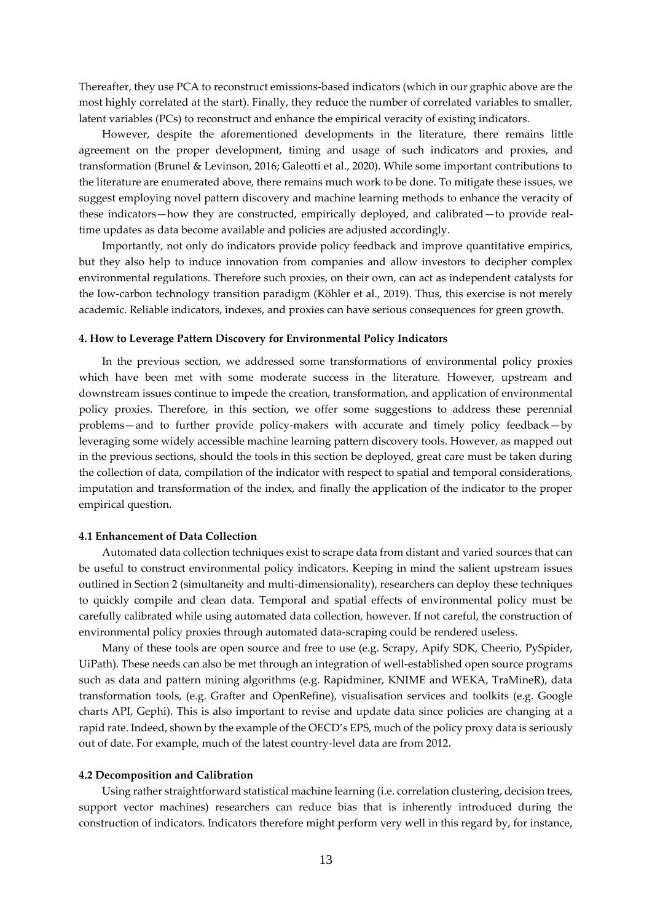Thereafter, they use PCA to reconstruct emissions-based indicators (which in our graphic above are the most highly correlated at the start). Finally, they reduce the number of correlated variables to smaller, latent variables (PCs) to reconstruct and enhance the empirical veracity of existing indicators.

However, despite the aforementioned developments in the literature, there remains little agreement on the proper development, timing and usage of such indicators and proxies, and transformation (Brunel & Levinson, 2016; Galeotti et al., 2020). While some important contributions to the literature are enumerated above, there remains much work to be done. To mitigate these issues, we suggest employing novel pattern discovery and machine learning methods to enhance the veracity of these indicators—how they are constructed, empirically deployed, and calibrated—to provide real-time updates as data become available and policies are adjusted accordingly.

Importantly, not only do indicators provide policy feedback and improve quantitative empirics, but they also help to induce innovation from companies and allow investors to decipher complex environmental regulations. Therefore such proxies, on their own, can act as independent catalysts for the low-carbon technology transition paradigm (Köhler et al., 2019). Thus, this exercise is not merely academic. Reliable indicators, indexes, and proxies can have serious consequences for green growth.

## 4. How to Leverage Pattern Discovery for Environmental Policy Indicators

In the previous section, we addressed some transformations of environmental policy proxies which have been met with some moderate success in the literature. However, upstream and downstream issues continue to impede the creation, transformation, and application of environmental policy proxies. Therefore, in this section, we offer some suggestions to address these perennial problems—and to further provide policy-makers with accurate and timely policy feedback—by leveraging some widely accessible machine learning pattern discovery tools. However, as mapped out in the previous sections, should the tools in this section be deployed, great care must be taken during the collection of data, compilation of the indicator with respect to spatial and temporal considerations, imputation and transformation of the index, and finally the application of the indicator to the proper empirical question.

### 4.1 Enhancement of Data Collection

Automated data collection techniques exist to scrape data from distant and varied sources that can be useful to construct environmental policy indicators. Keeping in mind the salient upstream issues outlined in Section 2 (simultaneity and multi-dimensionality), researchers can deploy these techniques to quickly compile and clean data. Temporal and spatial effects of environmental policy must be carefully calibrated while using automated data collection, however. If not careful, the construction of environmental policy proxies through automated data-scraping could be rendered useless.

Many of these tools are open source and free to use (e.g. Scrapy, Apify SDK, Cheerio, PySpider, UiPath). These needs can also be met through an integration of well-established open source programs such as data and pattern mining algorithms (e.g. Rapidminer, KNIME and WEKA, TraMineR), data transformation tools, (e.g. Grafter and OpenRefine), visualisation services and toolkits (e.g. Google charts API, Gephi). This is also important to revise and update data since policies are changing at a rapid rate. Indeed, shown by the example of the OECD's EPS, much of the policy proxy data is seriously out of date. For example, much of the latest country-level data are from 2012.

### 4.2 Decomposition and Calibration

Using rather straightforward statistical machine learning (i.e. correlation clustering, decision trees, support vector machines) researchers can reduce bias that is inherently introduced during the construction of indicators. Indicators therefore might perform very well in this regard by, for instance,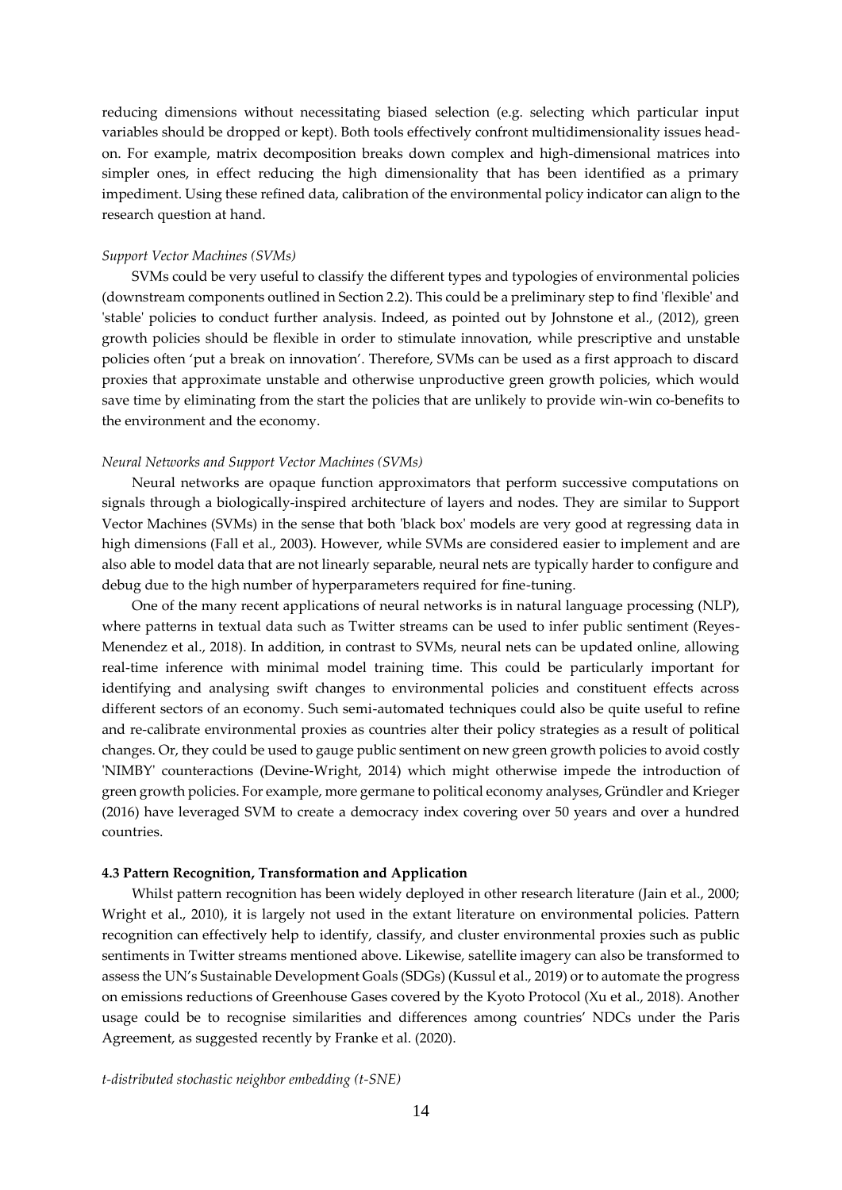reducing dimensions without necessitating biased selection (e.g. selecting which particular input variables should be dropped or kept). Both tools effectively confront multidimensionality issues head-on. For example, matrix decomposition breaks down complex and high-dimensional matrices into simpler ones, in effect reducing the high dimensionality that has been identified as a primary impediment. Using these refined data, calibration of the environmental policy indicator can align to the research question at hand.

*Support Vector Machines (SVMs)*

SVMs could be very useful to classify the different types and typologies of environmental policies (downstream components outlined in Section 2.2). This could be a preliminary step to find 'flexible' and 'stable' policies to conduct further analysis. Indeed, as pointed out by Johnstone et al., (2012), green growth policies should be flexible in order to stimulate innovation, while prescriptive and unstable policies often 'put a break on innovation'. Therefore, SVMs can be used as a first approach to discard proxies that approximate unstable and otherwise unproductive green growth policies, which would save time by eliminating from the start the policies that are unlikely to provide win-win co-benefits to the environment and the economy.

*Neural Networks and Support Vector Machines (SVMs)*

Neural networks are opaque function approximators that perform successive computations on signals through a biologically-inspired architecture of layers and nodes. They are similar to Support Vector Machines (SVMs) in the sense that both 'black box' models are very good at regressing data in high dimensions (Fall et al., 2003). However, while SVMs are considered easier to implement and are also able to model data that are not linearly separable, neural nets are typically harder to configure and debug due to the high number of hyperparameters required for fine-tuning.

One of the many recent applications of neural networks is in natural language processing (NLP), where patterns in textual data such as Twitter streams can be used to infer public sentiment (Reyes-Menendez et al., 2018). In addition, in contrast to SVMs, neural nets can be updated online, allowing real-time inference with minimal model training time. This could be particularly important for identifying and analysing swift changes to environmental policies and constituent effects across different sectors of an economy. Such semi-automated techniques could also be quite useful to refine and re-calibrate environmental proxies as countries alter their policy strategies as a result of political changes. Or, they could be used to gauge public sentiment on new green growth policies to avoid costly 'NIMBY' counteractions (Devine-Wright, 2014) which might otherwise impede the introduction of green growth policies. For example, more germane to political economy analyses, Gründler and Krieger (2016) have leveraged SVM to create a democracy index covering over 50 years and over a hundred countries.

**4.3 Pattern Recognition, Transformation and Application**

Whilst pattern recognition has been widely deployed in other research literature (Jain et al., 2000; Wright et al., 2010), it is largely not used in the extant literature on environmental policies. Pattern recognition can effectively help to identify, classify, and cluster environmental proxies such as public sentiments in Twitter streams mentioned above. Likewise, satellite imagery can also be transformed to assess the UN's Sustainable Development Goals (SDGs) (Kussul et al., 2019) or to automate the progress on emissions reductions of Greenhouse Gases covered by the Kyoto Protocol (Xu et al., 2018). Another usage could be to recognise similarities and differences among countries' NDCs under the Paris Agreement, as suggested recently by Franke et al. (2020).

*t-distributed stochastic neighbor embedding (t-SNE)*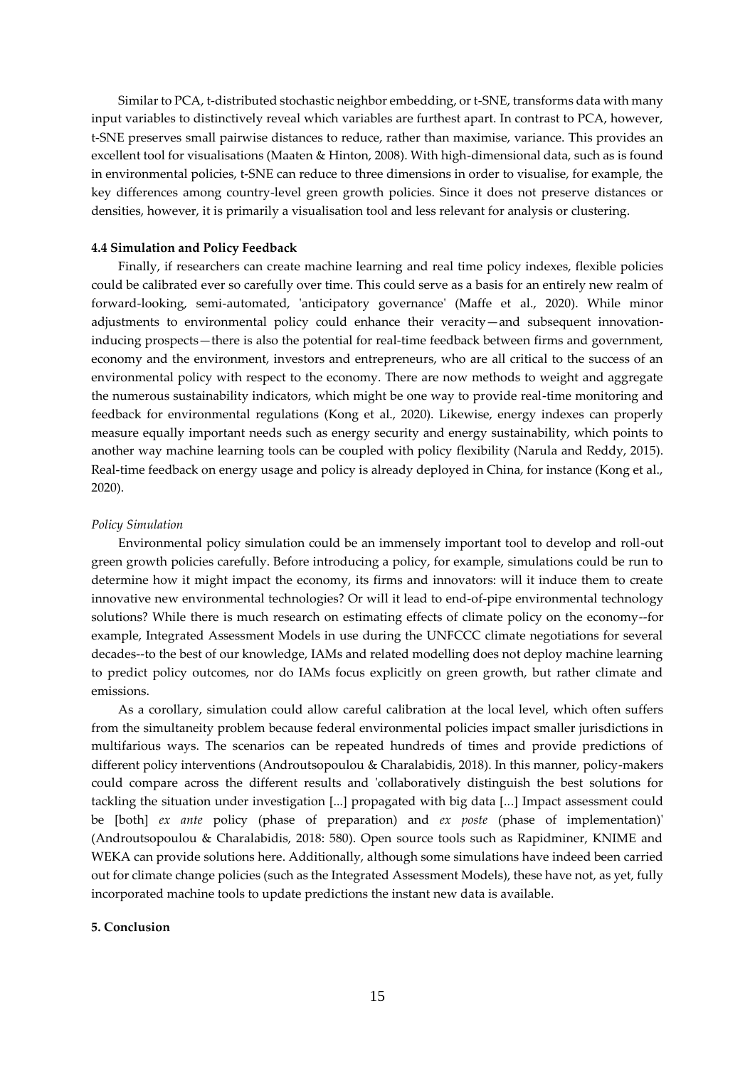Similar to PCA, t-distributed stochastic neighbor embedding, or t-SNE, transforms data with many input variables to distinctively reveal which variables are furthest apart. In contrast to PCA, however, t-SNE preserves small pairwise distances to reduce, rather than maximise, variance. This provides an excellent tool for visualisations (Maaten & Hinton, 2008). With high-dimensional data, such as is found in environmental policies, t-SNE can reduce to three dimensions in order to visualise, for example, the key differences among country-level green growth policies. Since it does not preserve distances or densities, however, it is primarily a visualisation tool and less relevant for analysis or clustering.

#### 4.4 Simulation and Policy Feedback

Finally, if researchers can create machine learning and real time policy indexes, flexible policies could be calibrated ever so carefully over time. This could serve as a basis for an entirely new realm of forward-looking, semi-automated, 'anticipatory governance' (Maffe et al., 2020). While minor adjustments to environmental policy could enhance their veracity—and subsequent innovation-inducing prospects—there is also the potential for real-time feedback between firms and government, economy and the environment, investors and entrepreneurs, who are all critical to the success of an environmental policy with respect to the economy. There are now methods to weight and aggregate the numerous sustainability indicators, which might be one way to provide real-time monitoring and feedback for environmental regulations (Kong et al., 2020). Likewise, energy indexes can properly measure equally important needs such as energy security and energy sustainability, which points to another way machine learning tools can be coupled with policy flexibility (Narula and Reddy, 2015). Real-time feedback on energy usage and policy is already deployed in China, for instance (Kong et al., 2020).

*Policy Simulation*

Environmental policy simulation could be an immensely important tool to develop and roll-out green growth policies carefully. Before introducing a policy, for example, simulations could be run to determine how it might impact the economy, its firms and innovators: will it induce them to create innovative new environmental technologies? Or will it lead to end-of-pipe environmental technology solutions? While there is much research on estimating effects of climate policy on the economy--for example, Integrated Assessment Models in use during the UNFCCC climate negotiations for several decades--to the best of our knowledge, IAMs and related modelling does not deploy machine learning to predict policy outcomes, nor do IAMs focus explicitly on green growth, but rather climate and emissions.

As a corollary, simulation could allow careful calibration at the local level, which often suffers from the simultaneity problem because federal environmental policies impact smaller jurisdictions in multifarious ways. The scenarios can be repeated hundreds of times and provide predictions of different policy interventions (Androutsopoulou & Charalabidis, 2018). In this manner, policy-makers could compare across the different results and 'collaboratively distinguish the best solutions for tackling the situation under investigation [...] propagated with big data [...] Impact assessment could be [both] *ex ante* policy (phase of preparation) and *ex poste* (phase of implementation)' (Androutsopoulou & Charalabidis, 2018: 580). Open source tools such as Rapidminer, KNIME and WEKA can provide solutions here. Additionally, although some simulations have indeed been carried out for climate change policies (such as the Integrated Assessment Models), these have not, as yet, fully incorporated machine tools to update predictions the instant new data is available.

#### 5. Conclusion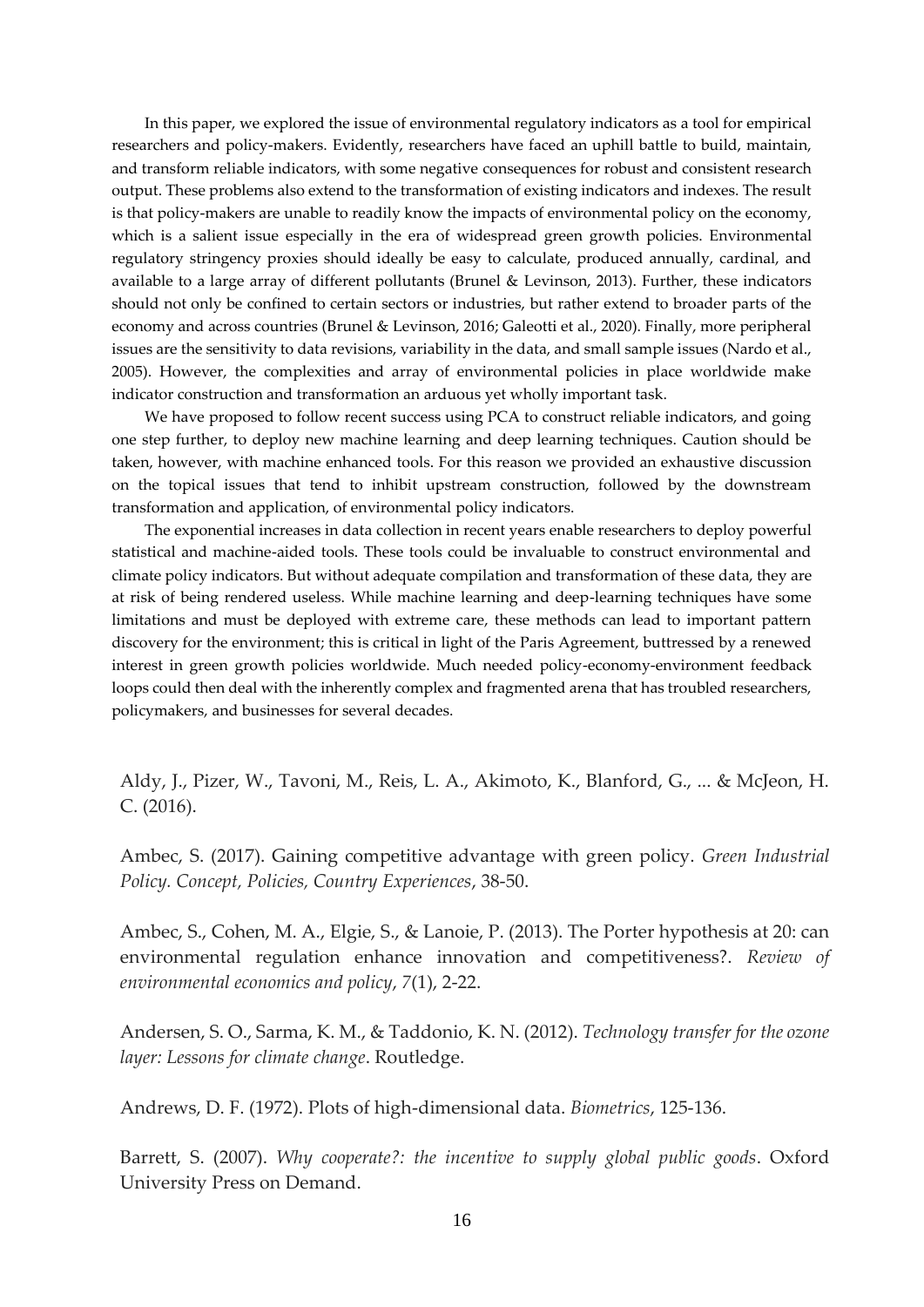In this paper, we explored the issue of environmental regulatory indicators as a tool for empirical researchers and policy-makers. Evidently, researchers have faced an uphill battle to build, maintain, and transform reliable indicators, with some negative consequences for robust and consistent research output. These problems also extend to the transformation of existing indicators and indexes. The result is that policy-makers are unable to readily know the impacts of environmental policy on the economy, which is a salient issue especially in the era of widespread green growth policies. Environmental regulatory stringency proxies should ideally be easy to calculate, produced annually, cardinal, and available to a large array of different pollutants (Brunel & Levinson, 2013). Further, these indicators should not only be confined to certain sectors or industries, but rather extend to broader parts of the economy and across countries (Brunel & Levinson, 2016; Galeotti et al., 2020). Finally, more peripheral issues are the sensitivity to data revisions, variability in the data, and small sample issues (Nardo et al., 2005). However, the complexities and array of environmental policies in place worldwide make indicator construction and transformation an arduous yet wholly important task.

We have proposed to follow recent success using PCA to construct reliable indicators, and going one step further, to deploy new machine learning and deep learning techniques. Caution should be taken, however, with machine enhanced tools. For this reason we provided an exhaustive discussion on the topical issues that tend to inhibit upstream construction, followed by the downstream transformation and application, of environmental policy indicators.

The exponential increases in data collection in recent years enable researchers to deploy powerful statistical and machine-aided tools. These tools could be invaluable to construct environmental and climate policy indicators. But without adequate compilation and transformation of these data, they are at risk of being rendered useless. While machine learning and deep-learning techniques have some limitations and must be deployed with extreme care, these methods can lead to important pattern discovery for the environment; this is critical in light of the Paris Agreement, buttressed by a renewed interest in green growth policies worldwide. Much needed policy-economy-environment feedback loops could then deal with the inherently complex and fragmented arena that has troubled researchers, policymakers, and businesses for several decades.

Aldy, J., Pizer, W., Tavoni, M., Reis, L. A., Akimoto, K., Blanford, G., ... & McJeon, H. C. (2016).

Ambec, S. (2017). Gaining competitive advantage with green policy. *Green Industrial Policy. Concept, Policies, Country Experiences*, 38-50.

Ambec, S., Cohen, M. A., Elgie, S., & Lanoie, P. (2013). The Porter hypothesis at 20: can environmental regulation enhance innovation and competitiveness?. *Review of environmental economics and policy*, *7*(1), 2-22.

Andersen, S. O., Sarma, K. M., & Taddonio, K. N. (2012). *Technology transfer for the ozone layer: Lessons for climate change*. Routledge.

Andrews, D. F. (1972). Plots of high-dimensional data. *Biometrics*, 125-136.

Barrett, S. (2007). *Why cooperate?: the incentive to supply global public goods*. Oxford University Press on Demand.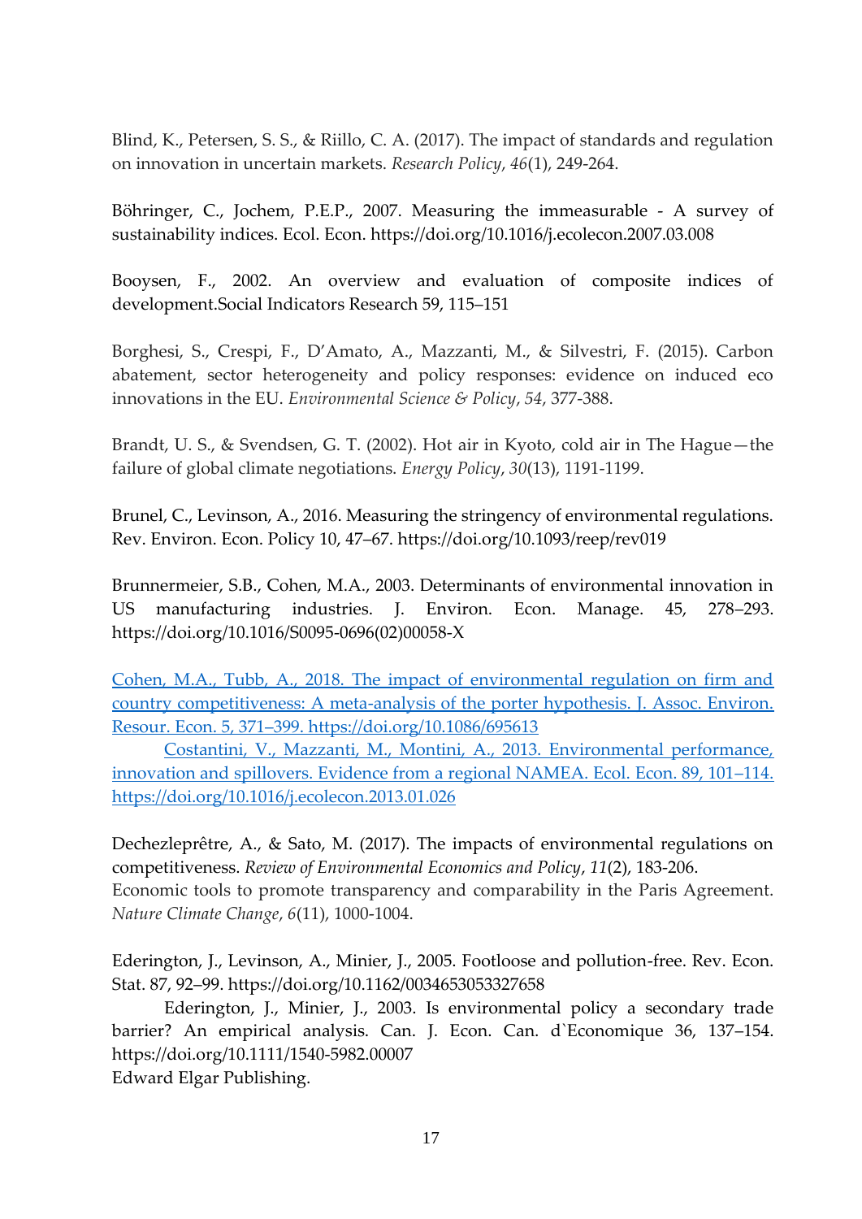Blind, K., Petersen, S. S., & Riillo, C. A. (2017). The impact of standards and regulation on innovation in uncertain markets. *Research Policy*, *46*(1), 249-264.

Böhringer, C., Jochem, P.E.P., 2007. Measuring the immeasurable - A survey of sustainability indices. Ecol. Econ. https://doi.org/10.1016/j.ecolecon.2007.03.008

Booysen, F., 2002. An overview and evaluation of composite indices of development.Social Indicators Research 59, 115–151

Borghesi, S., Crespi, F., D'Amato, A., Mazzanti, M., & Silvestri, F. (2015). Carbon abatement, sector heterogeneity and policy responses: evidence on induced eco innovations in the EU. *Environmental Science & Policy*, *54*, 377-388.

Brandt, U. S., & Svendsen, G. T. (2002). Hot air in Kyoto, cold air in The Hague—the failure of global climate negotiations. *Energy Policy*, *30*(13), 1191-1199.

Brunel, C., Levinson, A., 2016. Measuring the stringency of environmental regulations. Rev. Environ. Econ. Policy 10, 47–67. https://doi.org/10.1093/reep/rev019

Brunnermeier, S.B., Cohen, M.A., 2003. Determinants of environmental innovation in US manufacturing industries. J. Environ. Econ. Manage. 45, 278–293. https://doi.org/10.1016/S0095-0696(02)00058-X

Cohen, M.A., Tubb, A., 2018. The impact of environmental regulation on firm and country competitiveness: A meta-analysis of the porter hypothesis. J. Assoc. Environ. Resour. Econ. 5, 371–399. https://doi.org/10.1086/695613

Costantini, V., Mazzanti, M., Montini, A., 2013. Environmental performance, innovation and spillovers. Evidence from a regional NAMEA. Ecol. Econ. 89, 101–114. https://doi.org/10.1016/j.ecolecon.2013.01.026

Dechezleprêtre, A., & Sato, M. (2017). The impacts of environmental regulations on competitiveness. *Review of Environmental Economics and Policy*, *11*(2), 183-206.
Economic tools to promote transparency and comparability in the Paris Agreement. *Nature Climate Change*, *6*(11), 1000-1004.

Ederington, J., Levinson, A., Minier, J., 2005. Footloose and pollution-free. Rev. Econ. Stat. 87, 92–99. https://doi.org/10.1162/0034653053327658

Ederington, J., Minier, J., 2003. Is environmental policy a secondary trade barrier? An empirical analysis. Can. J. Econ. Can. d`Economique 36, 137–154. https://doi.org/10.1111/1540-5982.00007
Edward Elgar Publishing.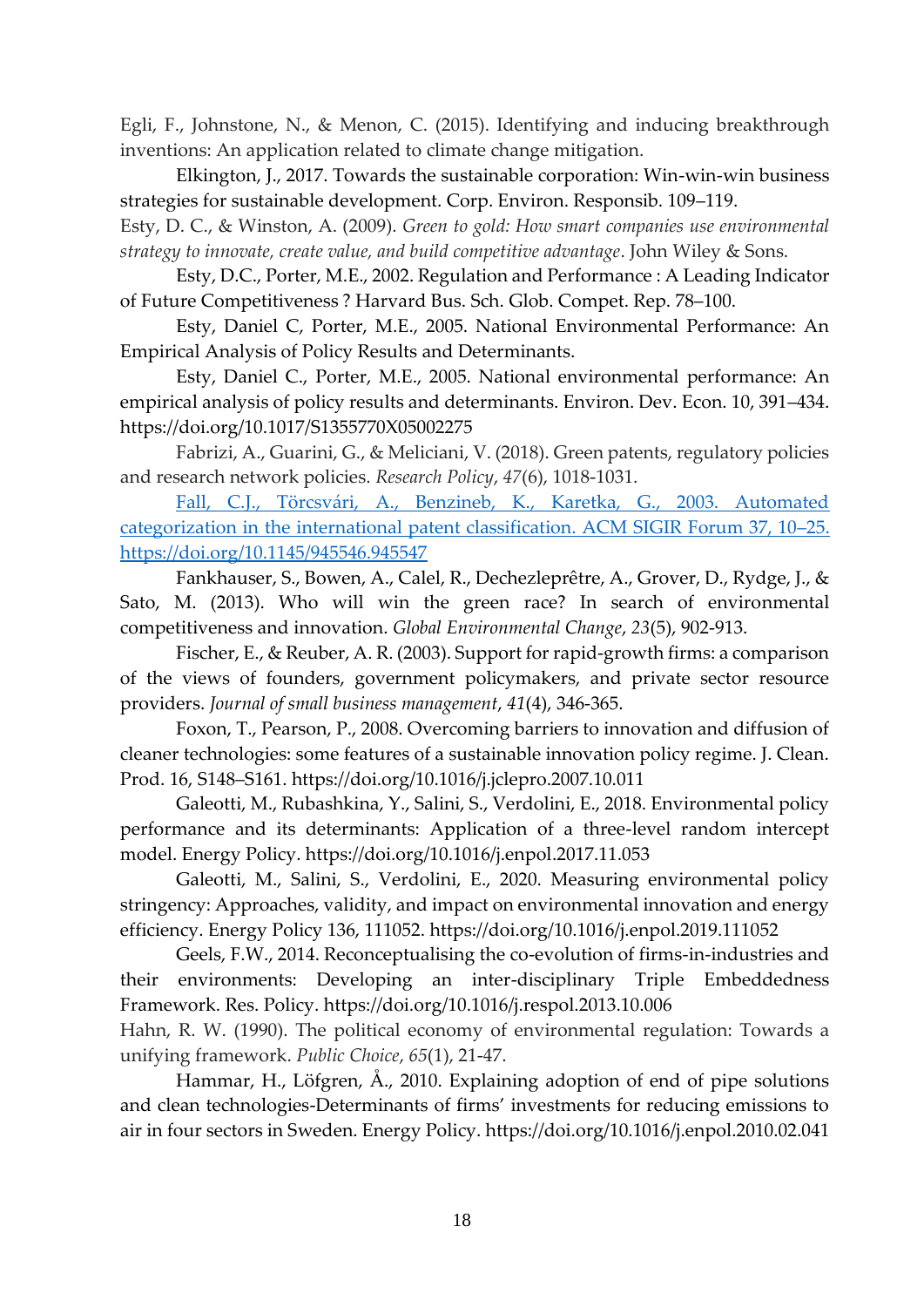Egli, F., Johnstone, N., & Menon, C. (2015). Identifying and inducing breakthrough inventions: An application related to climate change mitigation.

Elkington, J., 2017. Towards the sustainable corporation: Win-win-win business strategies for sustainable development. Corp. Environ. Responsib. 109–119.

Esty, D. C., & Winston, A. (2009). *Green to gold: How smart companies use environmental strategy to innovate, create value, and build competitive advantage*. John Wiley & Sons.

Esty, D.C., Porter, M.E., 2002. Regulation and Performance : A Leading Indicator of Future Competitiveness ? Harvard Bus. Sch. Glob. Compet. Rep. 78–100.

Esty, Daniel C, Porter, M.E., 2005. National Environmental Performance: An Empirical Analysis of Policy Results and Determinants.

Esty, Daniel C., Porter, M.E., 2005. National environmental performance: An empirical analysis of policy results and determinants. Environ. Dev. Econ. 10, 391–434. https://doi.org/10.1017/S1355770X05002275

Fabrizi, A., Guarini, G., & Meliciani, V. (2018). Green patents, regulatory policies and research network policies. *Research Policy*, *47*(6), 1018-1031.

Fall, C.J., Törcsvári, A., Benzineb, K., Karetka, G., 2003. Automated categorization in the international patent classification. ACM SIGIR Forum 37, 10–25. https://doi.org/10.1145/945546.945547

Fankhauser, S., Bowen, A., Calel, R., Dechezleprêtre, A., Grover, D., Rydge, J., & Sato, M. (2013). Who will win the green race? In search of environmental competitiveness and innovation. *Global Environmental Change*, *23*(5), 902-913.

Fischer, E., & Reuber, A. R. (2003). Support for rapid-growth firms: a comparison of the views of founders, government policymakers, and private sector resource providers. *Journal of small business management*, *41*(4), 346-365.

Foxon, T., Pearson, P., 2008. Overcoming barriers to innovation and diffusion of cleaner technologies: some features of a sustainable innovation policy regime. J. Clean. Prod. 16, S148–S161. https://doi.org/10.1016/j.jclepro.2007.10.011

Galeotti, M., Rubashkina, Y., Salini, S., Verdolini, E., 2018. Environmental policy performance and its determinants: Application of a three-level random intercept model. Energy Policy. https://doi.org/10.1016/j.enpol.2017.11.053

Galeotti, M., Salini, S., Verdolini, E., 2020. Measuring environmental policy stringency: Approaches, validity, and impact on environmental innovation and energy efficiency. Energy Policy 136, 111052. https://doi.org/10.1016/j.enpol.2019.111052

Geels, F.W., 2014. Reconceptualising the co-evolution of firms-in-industries and their environments: Developing an inter-disciplinary Triple Embeddedness Framework. Res. Policy. https://doi.org/10.1016/j.respol.2013.10.006

Hahn, R. W. (1990). The political economy of environmental regulation: Towards a unifying framework. *Public Choice*, *65*(1), 21-47.

Hammar, H., Löfgren, Å., 2010. Explaining adoption of end of pipe solutions and clean technologies-Determinants of firms' investments for reducing emissions to air in four sectors in Sweden. Energy Policy. https://doi.org/10.1016/j.enpol.2010.02.041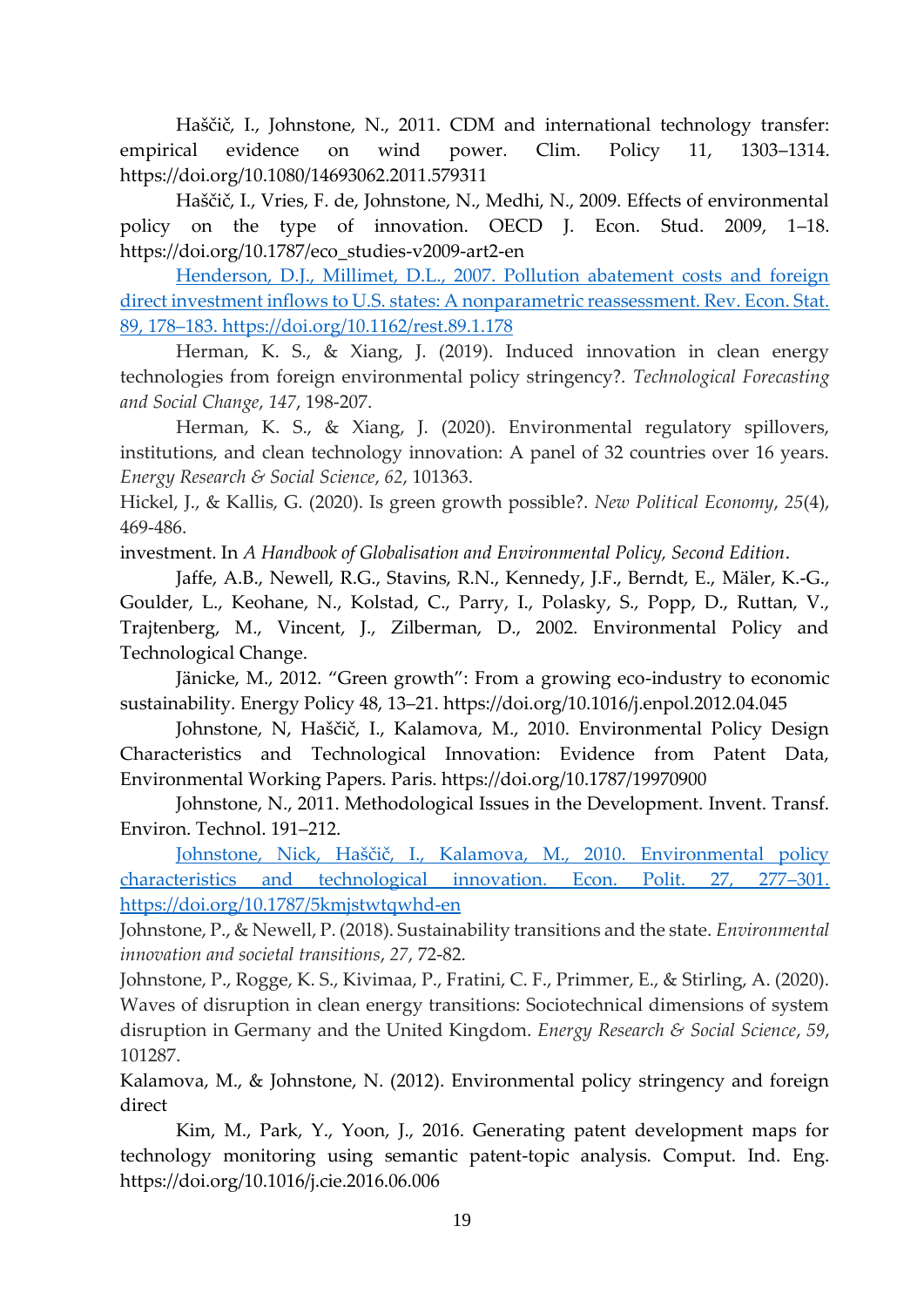Haščič, I., Johnstone, N., 2011. CDM and international technology transfer: empirical evidence on wind power. Clim. Policy 11, 1303–1314. https://doi.org/10.1080/14693062.2011.579311

Haščič, I., Vries, F. de, Johnstone, N., Medhi, N., 2009. Effects of environmental policy on the type of innovation. OECD J. Econ. Stud. 2009, 1–18. https://doi.org/10.1787/eco_studies-v2009-art2-en

Henderson, D.J., Millimet, D.L., 2007. Pollution abatement costs and foreign direct investment inflows to U.S. states: A nonparametric reassessment. Rev. Econ. Stat. 89, 178–183. https://doi.org/10.1162/rest.89.1.178

Herman, K. S., & Xiang, J. (2019). Induced innovation in clean energy technologies from foreign environmental policy stringency?. *Technological Forecasting and Social Change*, *147*, 198-207.

Herman, K. S., & Xiang, J. (2020). Environmental regulatory spillovers, institutions, and clean technology innovation: A panel of 32 countries over 16 years. *Energy Research & Social Science*, *62*, 101363.

Hickel, J., & Kallis, G. (2020). Is green growth possible?. *New Political Economy*, *25*(4), 469-486.

investment. In *A Handbook of Globalisation and Environmental Policy, Second Edition*.

Jaffe, A.B., Newell, R.G., Stavins, R.N., Kennedy, J.F., Berndt, E., Mäler, K.-G., Goulder, L., Keohane, N., Kolstad, C., Parry, I., Polasky, S., Popp, D., Ruttan, V., Trajtenberg, M., Vincent, J., Zilberman, D., 2002. Environmental Policy and Technological Change.

Jänicke, M., 2012. "Green growth": From a growing eco-industry to economic sustainability. Energy Policy 48, 13–21. https://doi.org/10.1016/j.enpol.2012.04.045

Johnstone, N, Haščič, I., Kalamova, M., 2010. Environmental Policy Design Characteristics and Technological Innovation: Evidence from Patent Data, Environmental Working Papers. Paris. https://doi.org/10.1787/19970900

Johnstone, N., 2011. Methodological Issues in the Development. Invent. Transf. Environ. Technol. 191–212.

Johnstone, Nick, Haščič, I., Kalamova, M., 2010. Environmental policy characteristics and technological innovation. Econ. Polit. 27, 277–301. https://doi.org/10.1787/5kmjstwtqwhd-en

Johnstone, P., & Newell, P. (2018). Sustainability transitions and the state. *Environmental innovation and societal transitions*, *27*, 72-82.

Johnstone, P., Rogge, K. S., Kivimaa, P., Fratini, C. F., Primmer, E., & Stirling, A. (2020). Waves of disruption in clean energy transitions: Sociotechnical dimensions of system disruption in Germany and the United Kingdom. *Energy Research & Social Science*, *59*, 101287.

Kalamova, M., & Johnstone, N. (2012). Environmental policy stringency and foreign direct

Kim, M., Park, Y., Yoon, J., 2016. Generating patent development maps for technology monitoring using semantic patent-topic analysis. Comput. Ind. Eng. https://doi.org/10.1016/j.cie.2016.06.006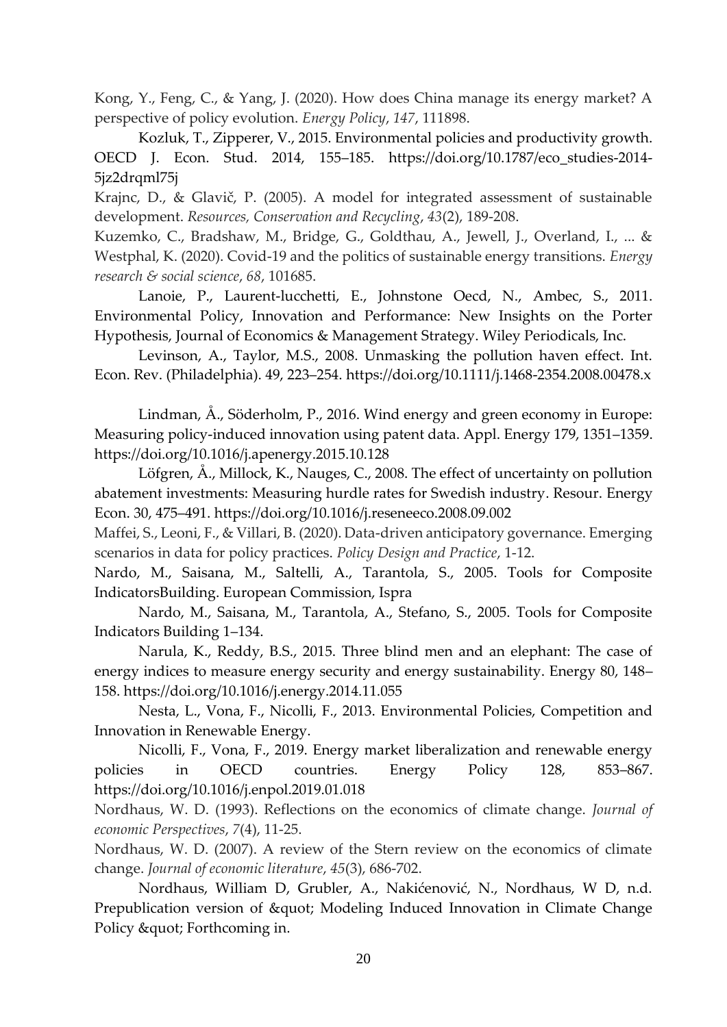Kong, Y., Feng, C., & Yang, J. (2020). How does China manage its energy market? A perspective of policy evolution. *Energy Policy*, *147*, 111898.

Kozluk, T., Zipperer, V., 2015. Environmental policies and productivity growth. OECD J. Econ. Stud. 2014, 155–185. https://doi.org/10.1787/eco_studies-2014-5jz2drqml75j

Krajnc, D., & Glavič, P. (2005). A model for integrated assessment of sustainable development. *Resources, Conservation and Recycling*, *43*(2), 189-208.

Kuzemko, C., Bradshaw, M., Bridge, G., Goldthau, A., Jewell, J., Overland, I., ... & Westphal, K. (2020). Covid-19 and the politics of sustainable energy transitions. *Energy research & social science*, *68*, 101685.

Lanoie, P., Laurent-lucchetti, E., Johnstone Oecd, N., Ambec, S., 2011. Environmental Policy, Innovation and Performance: New Insights on the Porter Hypothesis, Journal of Economics & Management Strategy. Wiley Periodicals, Inc.

Levinson, A., Taylor, M.S., 2008. Unmasking the pollution haven effect. Int. Econ. Rev. (Philadelphia). 49, 223–254. https://doi.org/10.1111/j.1468-2354.2008.00478.x

Lindman, Å., Söderholm, P., 2016. Wind energy and green economy in Europe: Measuring policy-induced innovation using patent data. Appl. Energy 179, 1351–1359. https://doi.org/10.1016/j.apenergy.2015.10.128

Löfgren, Å., Millock, K., Nauges, C., 2008. The effect of uncertainty on pollution abatement investments: Measuring hurdle rates for Swedish industry. Resour. Energy Econ. 30, 475–491. https://doi.org/10.1016/j.reseneeco.2008.09.002

Maffei, S., Leoni, F., & Villari, B. (2020). Data-driven anticipatory governance. Emerging scenarios in data for policy practices. *Policy Design and Practice*, 1-12.

Nardo, M., Saisana, M., Saltelli, A., Tarantola, S., 2005. Tools for Composite IndicatorsBuilding. European Commission, Ispra

Nardo, M., Saisana, M., Tarantola, A., Stefano, S., 2005. Tools for Composite Indicators Building 1–134.

Narula, K., Reddy, B.S., 2015. Three blind men and an elephant: The case of energy indices to measure energy security and energy sustainability. Energy 80, 148–158. https://doi.org/10.1016/j.energy.2014.11.055

Nesta, L., Vona, F., Nicolli, F., 2013. Environmental Policies, Competition and Innovation in Renewable Energy.

Nicolli, F., Vona, F., 2019. Energy market liberalization and renewable energy policies in OECD countries. Energy Policy 128, 853–867. https://doi.org/10.1016/j.enpol.2019.01.018

Nordhaus, W. D. (1993). Reflections on the economics of climate change. *Journal of economic Perspectives*, *7*(4), 11-25.

Nordhaus, W. D. (2007). A review of the Stern review on the economics of climate change. *Journal of economic literature*, *45*(3), 686-702.

Nordhaus, William D, Grubler, A., Nakićenović, N., Nordhaus, W D, n.d. Prepublication version of &quot; Modeling Induced Innovation in Climate Change Policy &quot; Forthcoming in.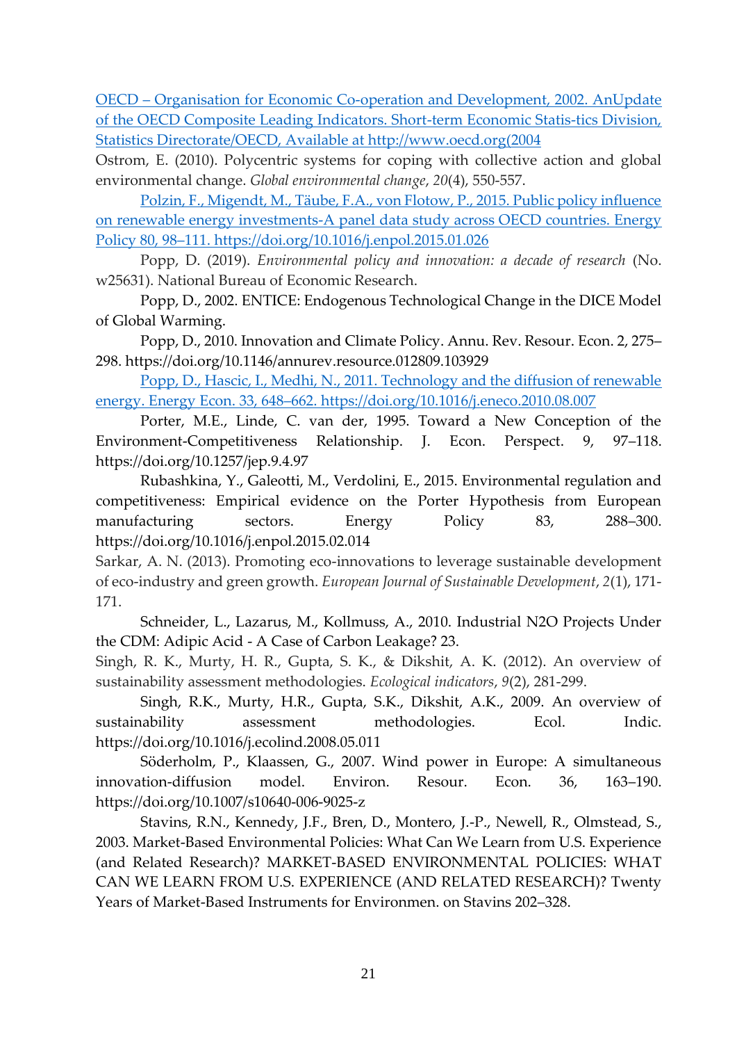OECD – Organisation for Economic Co-operation and Development, 2002. AnUpdate of the OECD Composite Leading Indicators. Short-term Economic Statis-tics Division, Statistics Directorate/OECD, Available at http://www.oecd.org(2004

Ostrom, E. (2010). Polycentric systems for coping with collective action and global environmental change. *Global environmental change*, *20*(4), 550-557.

Polzin, F., Migendt, M., Täube, F.A., von Flotow, P., 2015. Public policy influence on renewable energy investments-A panel data study across OECD countries. Energy Policy 80, 98–111. https://doi.org/10.1016/j.enpol.2015.01.026

Popp, D. (2019). *Environmental policy and innovation: a decade of research* (No. w25631). National Bureau of Economic Research.

Popp, D., 2002. ENTICE: Endogenous Technological Change in the DICE Model of Global Warming.

Popp, D., 2010. Innovation and Climate Policy. Annu. Rev. Resour. Econ. 2, 275–298. https://doi.org/10.1146/annurev.resource.012809.103929

Popp, D., Hascic, I., Medhi, N., 2011. Technology and the diffusion of renewable energy. Energy Econ. 33, 648–662. https://doi.org/10.1016/j.eneco.2010.08.007

Porter, M.E., Linde, C. van der, 1995. Toward a New Conception of the Environment-Competitiveness Relationship. J. Econ. Perspect. 9, 97–118. https://doi.org/10.1257/jep.9.4.97

Rubashkina, Y., Galeotti, M., Verdolini, E., 2015. Environmental regulation and competitiveness: Empirical evidence on the Porter Hypothesis from European manufacturing sectors. Energy Policy 83, 288–300. https://doi.org/10.1016/j.enpol.2015.02.014

Sarkar, A. N. (2013). Promoting eco-innovations to leverage sustainable development of eco-industry and green growth. *European Journal of Sustainable Development*, *2*(1), 171-171.

Schneider, L., Lazarus, M., Kollmuss, A., 2010. Industrial N2O Projects Under the CDM: Adipic Acid - A Case of Carbon Leakage? 23.

Singh, R. K., Murty, H. R., Gupta, S. K., & Dikshit, A. K. (2012). An overview of sustainability assessment methodologies. *Ecological indicators*, *9*(2), 281-299.

Singh, R.K., Murty, H.R., Gupta, S.K., Dikshit, A.K., 2009. An overview of sustainability assessment methodologies. Ecol. Indic. https://doi.org/10.1016/j.ecolind.2008.05.011

Söderholm, P., Klaassen, G., 2007. Wind power in Europe: A simultaneous innovation-diffusion model. Environ. Resour. Econ. 36, 163–190. https://doi.org/10.1007/s10640-006-9025-z

Stavins, R.N., Kennedy, J.F., Bren, D., Montero, J.-P., Newell, R., Olmstead, S., 2003. Market-Based Environmental Policies: What Can We Learn from U.S. Experience (and Related Research)? MARKET-BASED ENVIRONMENTAL POLICIES: WHAT CAN WE LEARN FROM U.S. EXPERIENCE (AND RELATED RESEARCH)? Twenty Years of Market-Based Instruments for Environmen. on Stavins 202–328.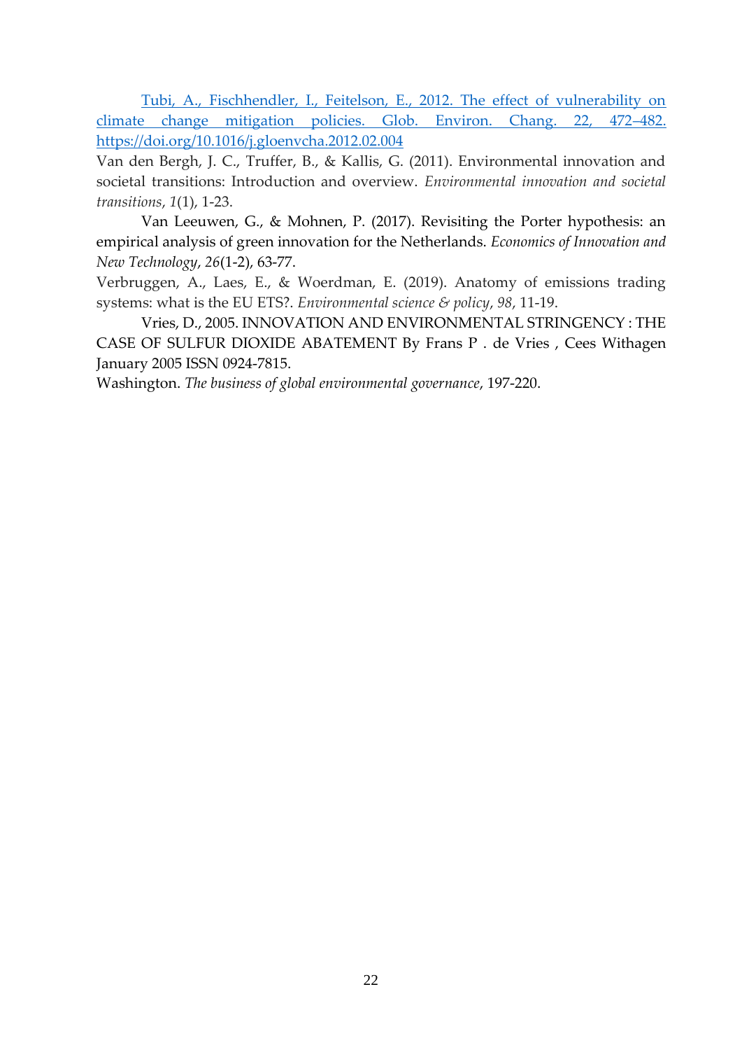Tubi, A., Fischhendler, I., Feitelson, E., 2012. The effect of vulnerability on climate change mitigation policies. Glob. Environ. Chang. 22, 472–482. https://doi.org/10.1016/j.gloenvcha.2012.02.004

Van den Bergh, J. C., Truffer, B., & Kallis, G. (2011). Environmental innovation and societal transitions: Introduction and overview. *Environmental innovation and societal transitions*, *1*(1), 1-23.

Van Leeuwen, G., & Mohnen, P. (2017). Revisiting the Porter hypothesis: an empirical analysis of green innovation for the Netherlands. *Economics of Innovation and New Technology*, *26*(1-2), 63-77.

Verbruggen, A., Laes, E., & Woerdman, E. (2019). Anatomy of emissions trading systems: what is the EU ETS?. *Environmental science & policy*, *98*, 11-19.

Vries, D., 2005. INNOVATION AND ENVIRONMENTAL STRINGENCY : THE CASE OF SULFUR DIOXIDE ABATEMENT By Frans P . de Vries , Cees Withagen January 2005 ISSN 0924-7815.

Washington. *The business of global environmental governance*, 197-220.